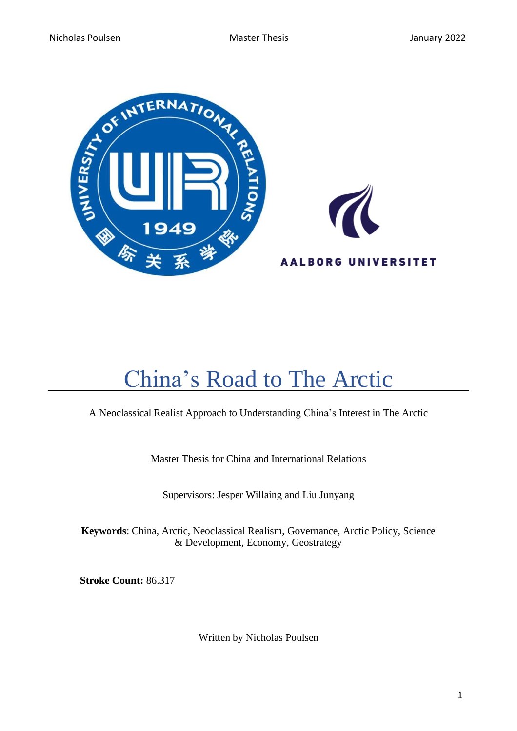# China's Road to The Arctic

A Neoclassical Realist Approach to Understanding China's Interest in The Arctic

Master Thesis for China and International Relations

Supervisors: Jesper Willaing and Liu Junyang

**Keywords**: China, Arctic, Neoclassical Realism, Governance, Arctic Policy, Science & Development, Economy, Geostrategy

**Stroke Count:** 86.317

Written by Nicholas Poulsen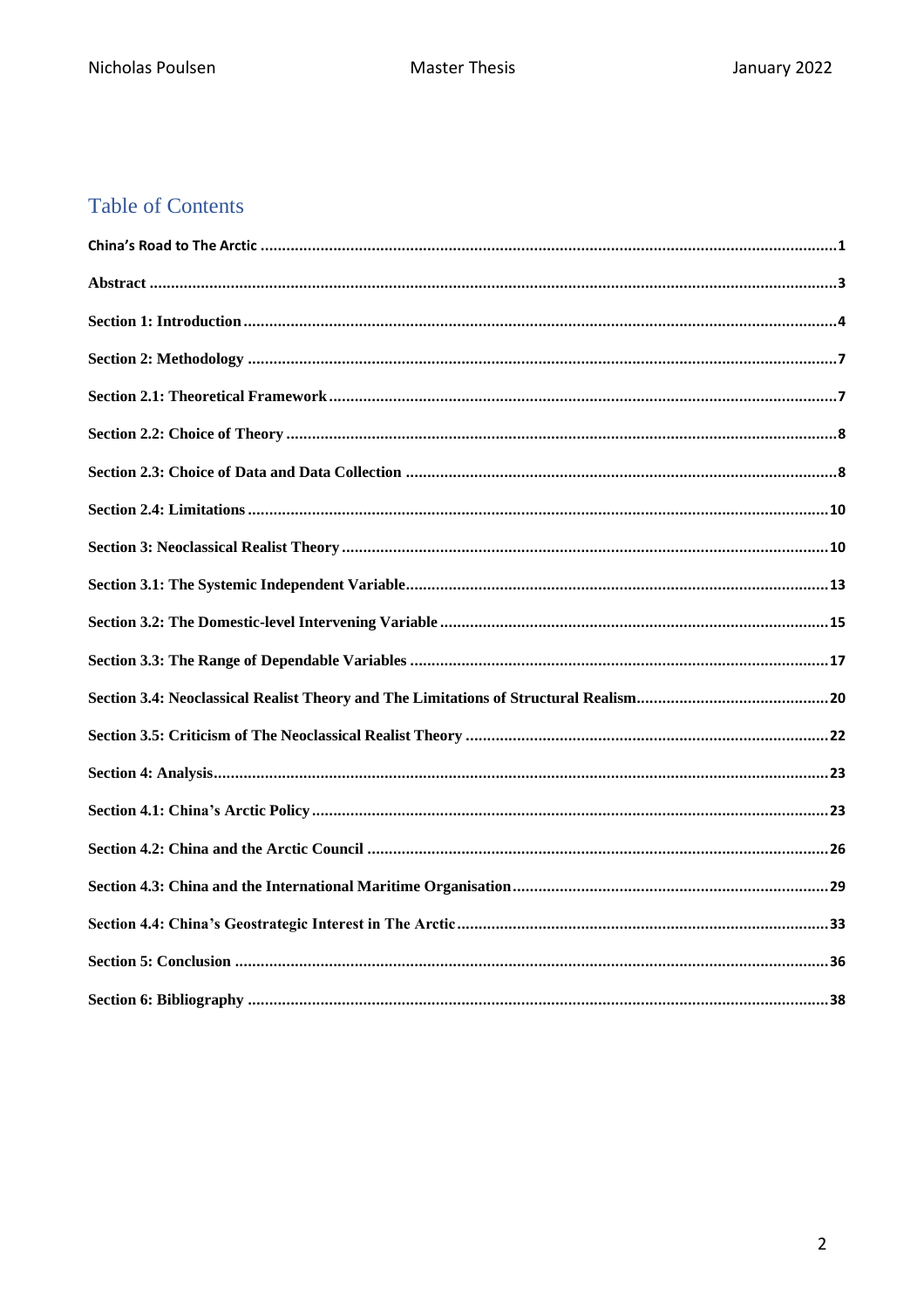## Table of Contents

China's Road to The Arctic ........ 1

Abstract ........ 3

Section 1: Introduction ........ 4

Section 2: Methodology ........ 7

Section 2.1: Theoretical Framework ........ 7

Section 2.2: Choice of Theory ........ 8

Section 2.3: Choice of Data and Data Collection ........ 8

Section 2.4: Limitations ........ 10

Section 3: Neoclassical Realist Theory ........ 10

Section 3.1: The Systemic Independent Variable ........ 13

Section 3.2: The Domestic-level Intervening Variable ........ 15

Section 3.3: The Range of Dependable Variables ........ 17

Section 3.4: Neoclassical Realist Theory and The Limitations of Structural Realism ........ 20

Section 3.5: Criticism of The Neoclassical Realist Theory ........ 22

Section 4: Analysis ........ 23

Section 4.1: China's Arctic Policy ........ 23

Section 4.2: China and the Arctic Council ........ 26

Section 4.3: China and the International Maritime Organisation ........ 29

Section 4.4: China's Geostrategic Interest in The Arctic ........ 33

Section 5: Conclusion ........ 36

Section 6: Bibliography ........ 38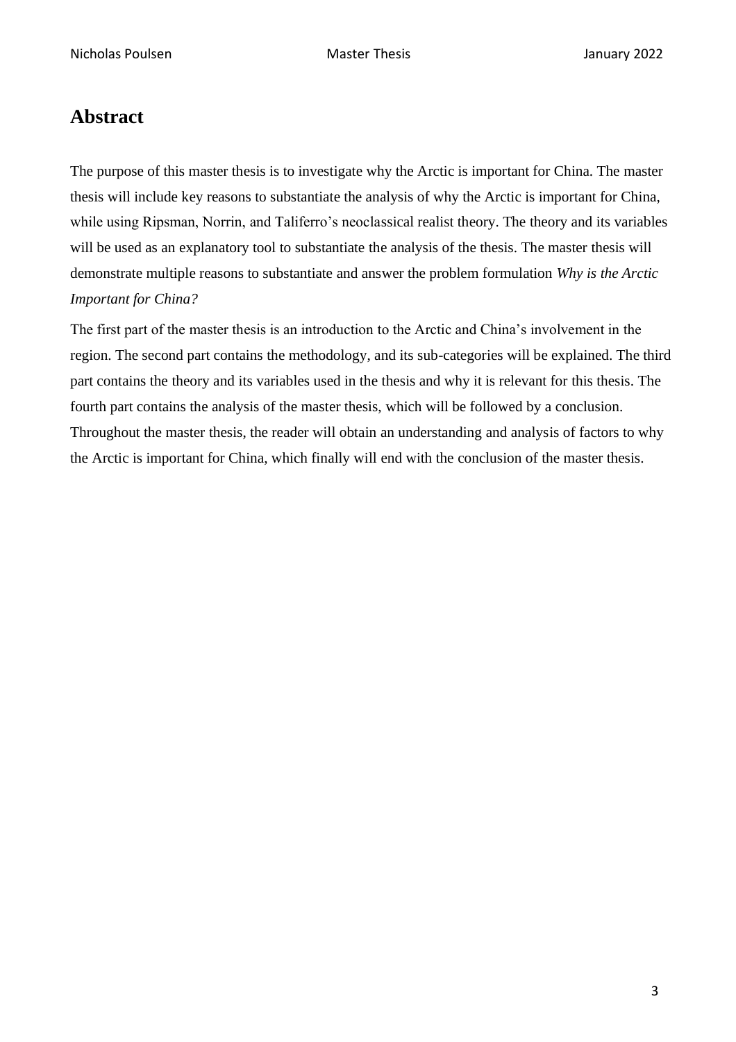# Abstract

The purpose of this master thesis is to investigate why the Arctic is important for China. The master thesis will include key reasons to substantiate the analysis of why the Arctic is important for China, while using Ripsman, Norrin, and Taliferro's neoclassical realist theory. The theory and its variables will be used as an explanatory tool to substantiate the analysis of the thesis. The master thesis will demonstrate multiple reasons to substantiate and answer the problem formulation *Why is the Arctic Important for China?*

The first part of the master thesis is an introduction to the Arctic and China's involvement in the region. The second part contains the methodology, and its sub-categories will be explained. The third part contains the theory and its variables used in the thesis and why it is relevant for this thesis. The fourth part contains the analysis of the master thesis, which will be followed by a conclusion. Throughout the master thesis, the reader will obtain an understanding and analysis of factors to why the Arctic is important for China, which finally will end with the conclusion of the master thesis.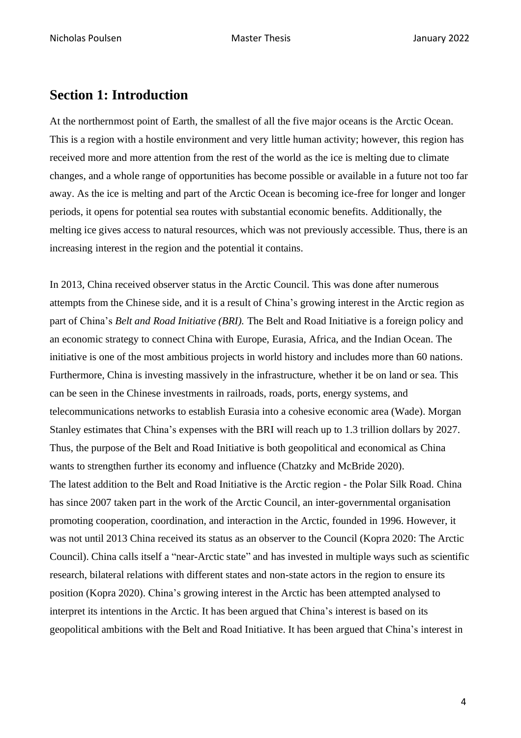## Section 1: Introduction

At the northernmost point of Earth, the smallest of all the five major oceans is the Arctic Ocean. This is a region with a hostile environment and very little human activity; however, this region has received more and more attention from the rest of the world as the ice is melting due to climate changes, and a whole range of opportunities has become possible or available in a future not too far away. As the ice is melting and part of the Arctic Ocean is becoming ice-free for longer and longer periods, it opens for potential sea routes with substantial economic benefits. Additionally, the melting ice gives access to natural resources, which was not previously accessible. Thus, there is an increasing interest in the region and the potential it contains.

In 2013, China received observer status in the Arctic Council. This was done after numerous attempts from the Chinese side, and it is a result of China's growing interest in the Arctic region as part of China's *Belt and Road Initiative (BRI).* The Belt and Road Initiative is a foreign policy and an economic strategy to connect China with Europe, Eurasia, Africa, and the Indian Ocean. The initiative is one of the most ambitious projects in world history and includes more than 60 nations. Furthermore, China is investing massively in the infrastructure, whether it be on land or sea. This can be seen in the Chinese investments in railroads, roads, ports, energy systems, and telecommunications networks to establish Eurasia into a cohesive economic area (Wade). Morgan Stanley estimates that China's expenses with the BRI will reach up to 1.3 trillion dollars by 2027. Thus, the purpose of the Belt and Road Initiative is both geopolitical and economical as China wants to strengthen further its economy and influence (Chatzky and McBride 2020).
The latest addition to the Belt and Road Initiative is the Arctic region - the Polar Silk Road. China has since 2007 taken part in the work of the Arctic Council, an inter-governmental organisation promoting cooperation, coordination, and interaction in the Arctic, founded in 1996. However, it was not until 2013 China received its status as an observer to the Council (Kopra 2020: The Arctic Council). China calls itself a "near-Arctic state" and has invested in multiple ways such as scientific research, bilateral relations with different states and non-state actors in the region to ensure its position (Kopra 2020). China's growing interest in the Arctic has been attempted analysed to interpret its intentions in the Arctic. It has been argued that China's interest is based on its geopolitical ambitions with the Belt and Road Initiative. It has been argued that China's interest in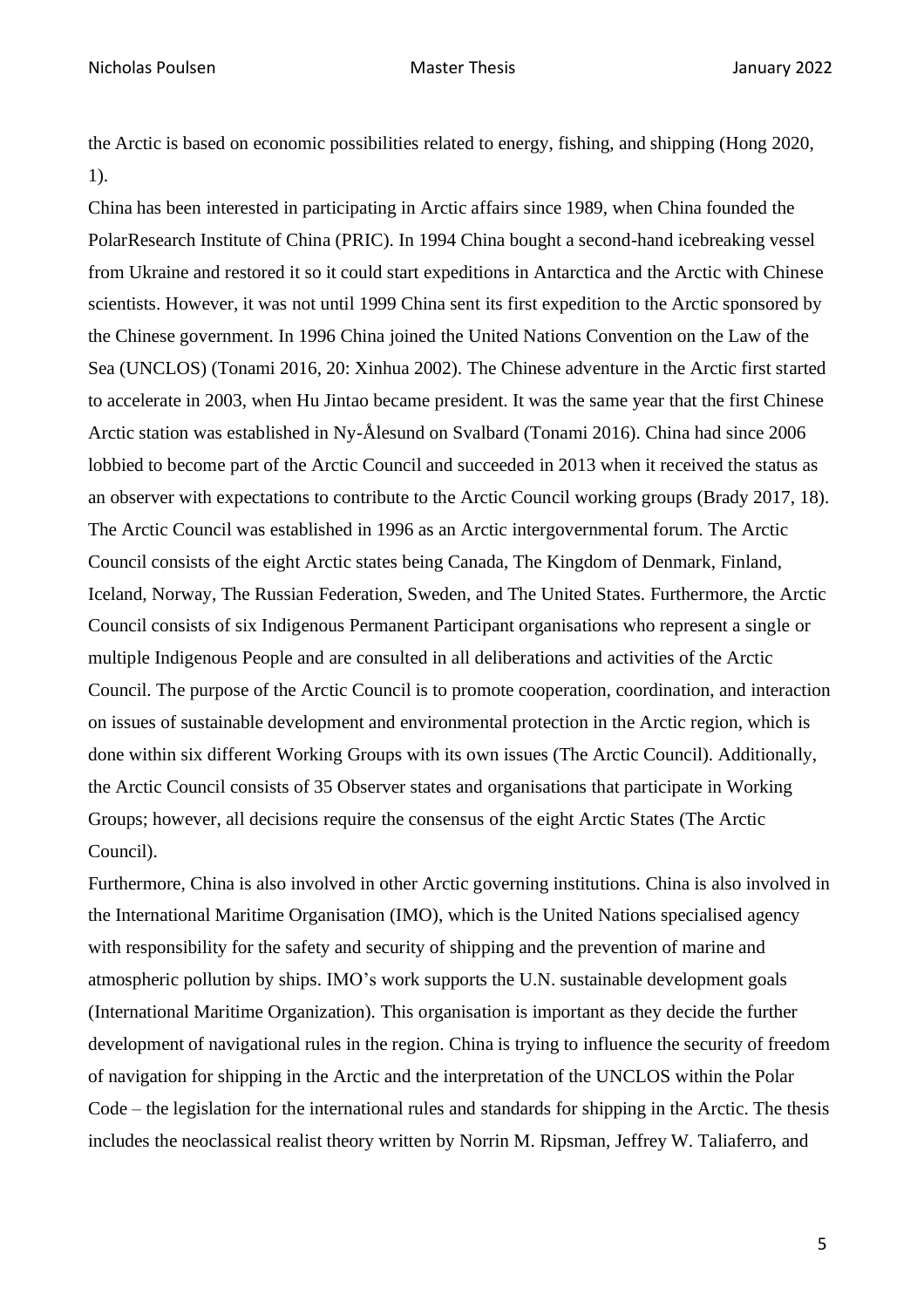the Arctic is based on economic possibilities related to energy, fishing, and shipping (Hong 2020, 1).

China has been interested in participating in Arctic affairs since 1989, when China founded the PolarResearch Institute of China (PRIC). In 1994 China bought a second-hand icebreaking vessel from Ukraine and restored it so it could start expeditions in Antarctica and the Arctic with Chinese scientists. However, it was not until 1999 China sent its first expedition to the Arctic sponsored by the Chinese government. In 1996 China joined the United Nations Convention on the Law of the Sea (UNCLOS) (Tonami 2016, 20: Xinhua 2002). The Chinese adventure in the Arctic first started to accelerate in 2003, when Hu Jintao became president. It was the same year that the first Chinese Arctic station was established in Ny-Ålesund on Svalbard (Tonami 2016). China had since 2006 lobbied to become part of the Arctic Council and succeeded in 2013 when it received the status as an observer with expectations to contribute to the Arctic Council working groups (Brady 2017, 18).

The Arctic Council was established in 1996 as an Arctic intergovernmental forum. The Arctic Council consists of the eight Arctic states being Canada, The Kingdom of Denmark, Finland, Iceland, Norway, The Russian Federation, Sweden, and The United States. Furthermore, the Arctic Council consists of six Indigenous Permanent Participant organisations who represent a single or multiple Indigenous People and are consulted in all deliberations and activities of the Arctic Council. The purpose of the Arctic Council is to promote cooperation, coordination, and interaction on issues of sustainable development and environmental protection in the Arctic region, which is done within six different Working Groups with its own issues (The Arctic Council). Additionally, the Arctic Council consists of 35 Observer states and organisations that participate in Working Groups; however, all decisions require the consensus of the eight Arctic States (The Arctic Council).

Furthermore, China is also involved in other Arctic governing institutions. China is also involved in the International Maritime Organisation (IMO), which is the United Nations specialised agency with responsibility for the safety and security of shipping and the prevention of marine and atmospheric pollution by ships. IMO's work supports the U.N. sustainable development goals (International Maritime Organization). This organisation is important as they decide the further development of navigational rules in the region. China is trying to influence the security of freedom of navigation for shipping in the Arctic and the interpretation of the UNCLOS within the Polar Code – the legislation for the international rules and standards for shipping in the Arctic. The thesis includes the neoclassical realist theory written by Norrin M. Ripsman, Jeffrey W. Taliaferro, and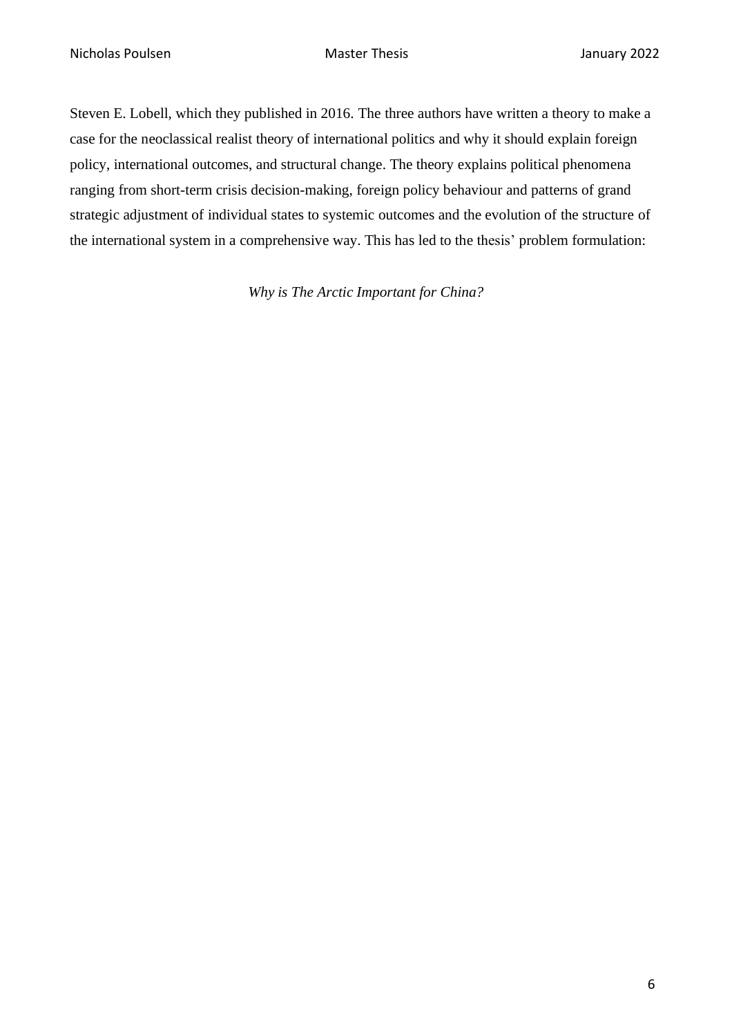Steven E. Lobell, which they published in 2016. The three authors have written a theory to make a case for the neoclassical realist theory of international politics and why it should explain foreign policy, international outcomes, and structural change. The theory explains political phenomena ranging from short-term crisis decision-making, foreign policy behaviour and patterns of grand strategic adjustment of individual states to systemic outcomes and the evolution of the structure of the international system in a comprehensive way. This has led to the thesis' problem formulation:

*Why is The Arctic Important for China?*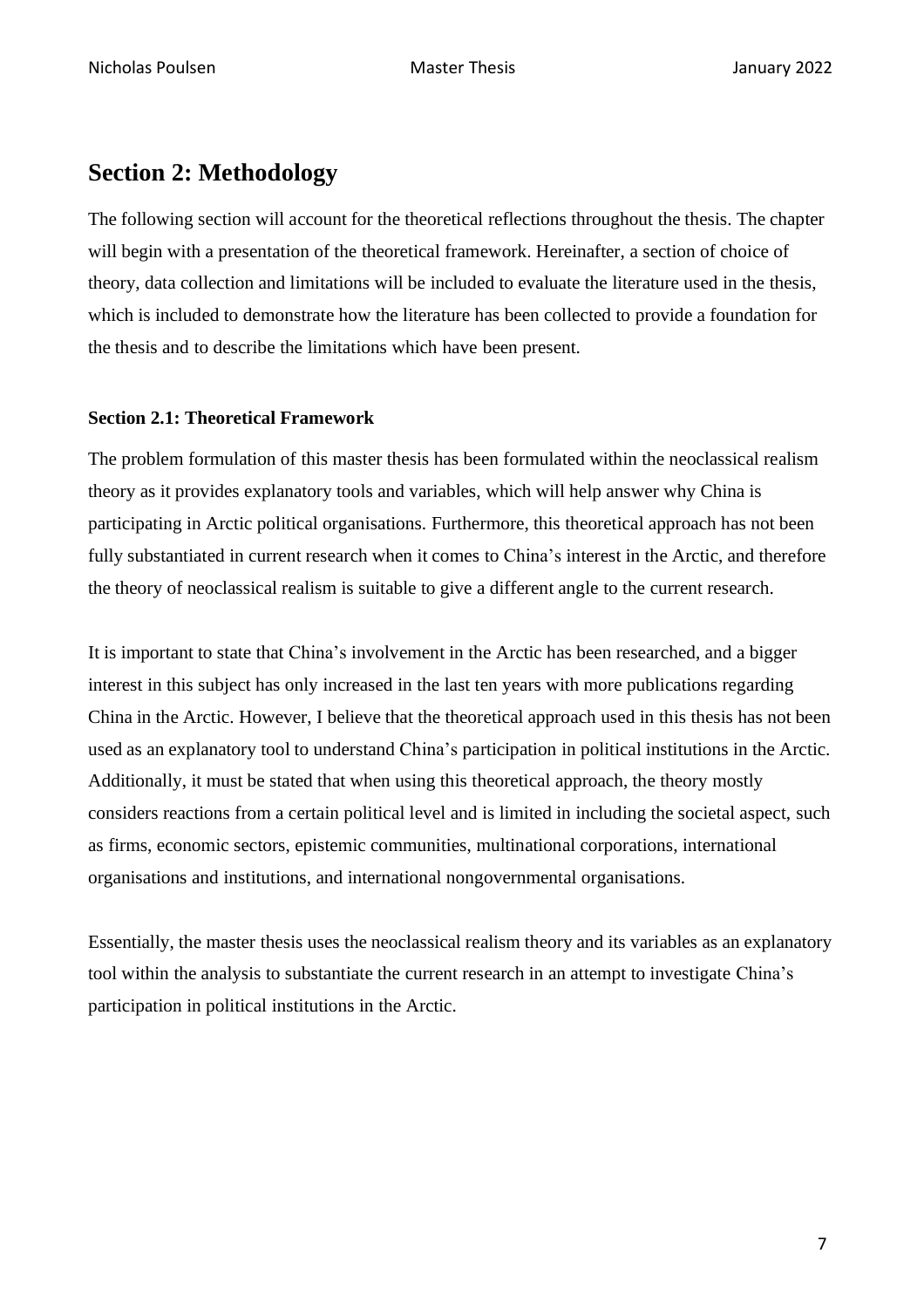## Section 2: Methodology

The following section will account for the theoretical reflections throughout the thesis. The chapter will begin with a presentation of the theoretical framework. Hereinafter, a section of choice of theory, data collection and limitations will be included to evaluate the literature used in the thesis, which is included to demonstrate how the literature has been collected to provide a foundation for the thesis and to describe the limitations which have been present.

### Section 2.1: Theoretical Framework

The problem formulation of this master thesis has been formulated within the neoclassical realism theory as it provides explanatory tools and variables, which will help answer why China is participating in Arctic political organisations. Furthermore, this theoretical approach has not been fully substantiated in current research when it comes to China's interest in the Arctic, and therefore the theory of neoclassical realism is suitable to give a different angle to the current research.

It is important to state that China's involvement in the Arctic has been researched, and a bigger interest in this subject has only increased in the last ten years with more publications regarding China in the Arctic. However, I believe that the theoretical approach used in this thesis has not been used as an explanatory tool to understand China's participation in political institutions in the Arctic. Additionally, it must be stated that when using this theoretical approach, the theory mostly considers reactions from a certain political level and is limited in including the societal aspect, such as firms, economic sectors, epistemic communities, multinational corporations, international organisations and institutions, and international nongovernmental organisations.

Essentially, the master thesis uses the neoclassical realism theory and its variables as an explanatory tool within the analysis to substantiate the current research in an attempt to investigate China's participation in political institutions in the Arctic.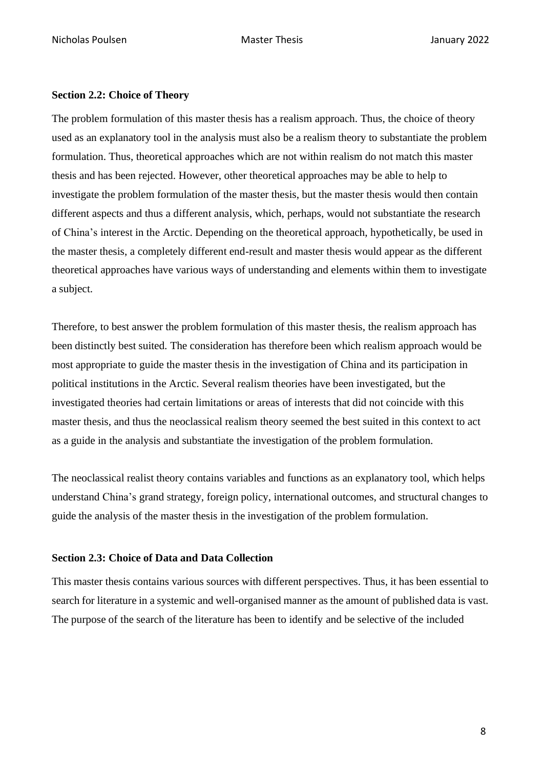**Section 2.2: Choice of Theory**

The problem formulation of this master thesis has a realism approach. Thus, the choice of theory used as an explanatory tool in the analysis must also be a realism theory to substantiate the problem formulation. Thus, theoretical approaches which are not within realism do not match this master thesis and has been rejected. However, other theoretical approaches may be able to help to investigate the problem formulation of the master thesis, but the master thesis would then contain different aspects and thus a different analysis, which, perhaps, would not substantiate the research of China's interest in the Arctic. Depending on the theoretical approach, hypothetically, be used in the master thesis, a completely different end-result and master thesis would appear as the different theoretical approaches have various ways of understanding and elements within them to investigate a subject.

Therefore, to best answer the problem formulation of this master thesis, the realism approach has been distinctly best suited. The consideration has therefore been which realism approach would be most appropriate to guide the master thesis in the investigation of China and its participation in political institutions in the Arctic. Several realism theories have been investigated, but the investigated theories had certain limitations or areas of interests that did not coincide with this master thesis, and thus the neoclassical realism theory seemed the best suited in this context to act as a guide in the analysis and substantiate the investigation of the problem formulation.

The neoclassical realist theory contains variables and functions as an explanatory tool, which helps understand China's grand strategy, foreign policy, international outcomes, and structural changes to guide the analysis of the master thesis in the investigation of the problem formulation.

**Section 2.3: Choice of Data and Data Collection**

This master thesis contains various sources with different perspectives. Thus, it has been essential to search for literature in a systemic and well-organised manner as the amount of published data is vast. The purpose of the search of the literature has been to identify and be selective of the included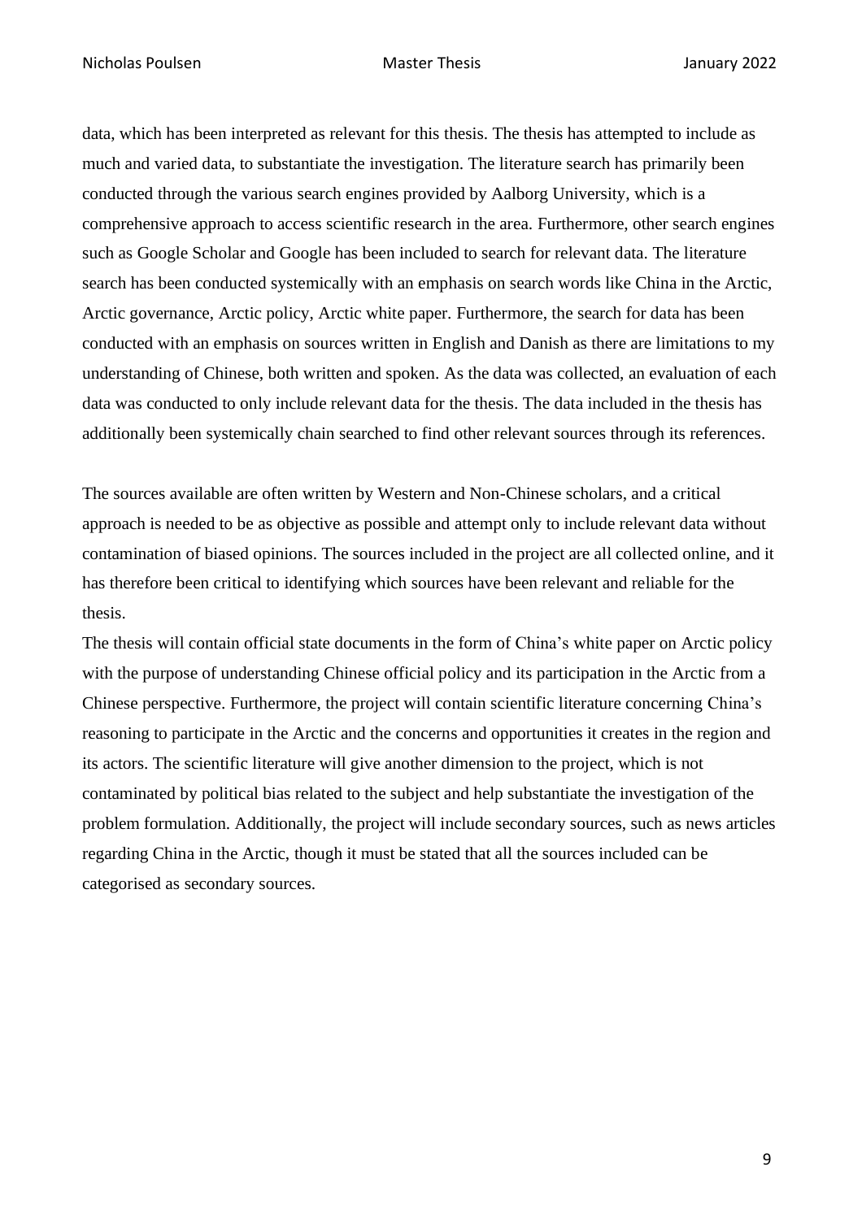data, which has been interpreted as relevant for this thesis. The thesis has attempted to include as much and varied data, to substantiate the investigation. The literature search has primarily been conducted through the various search engines provided by Aalborg University, which is a comprehensive approach to access scientific research in the area. Furthermore, other search engines such as Google Scholar and Google has been included to search for relevant data. The literature search has been conducted systemically with an emphasis on search words like China in the Arctic, Arctic governance, Arctic policy, Arctic white paper. Furthermore, the search for data has been conducted with an emphasis on sources written in English and Danish as there are limitations to my understanding of Chinese, both written and spoken. As the data was collected, an evaluation of each data was conducted to only include relevant data for the thesis. The data included in the thesis has additionally been systemically chain searched to find other relevant sources through its references.

The sources available are often written by Western and Non-Chinese scholars, and a critical approach is needed to be as objective as possible and attempt only to include relevant data without contamination of biased opinions. The sources included in the project are all collected online, and it has therefore been critical to identifying which sources have been relevant and reliable for the thesis.

The thesis will contain official state documents in the form of China's white paper on Arctic policy with the purpose of understanding Chinese official policy and its participation in the Arctic from a Chinese perspective. Furthermore, the project will contain scientific literature concerning China's reasoning to participate in the Arctic and the concerns and opportunities it creates in the region and its actors. The scientific literature will give another dimension to the project, which is not contaminated by political bias related to the subject and help substantiate the investigation of the problem formulation. Additionally, the project will include secondary sources, such as news articles regarding China in the Arctic, though it must be stated that all the sources included can be categorised as secondary sources.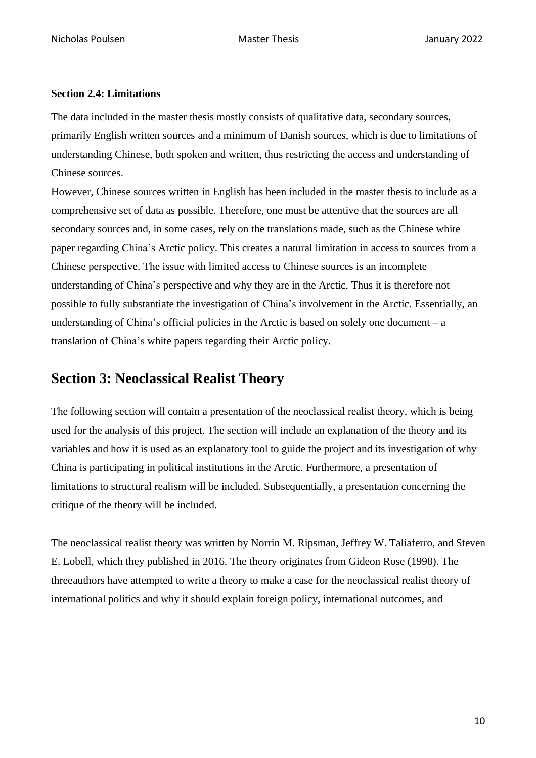**Section 2.4: Limitations**

The data included in the master thesis mostly consists of qualitative data, secondary sources, primarily English written sources and a minimum of Danish sources, which is due to limitations of understanding Chinese, both spoken and written, thus restricting the access and understanding of Chinese sources.

However, Chinese sources written in English has been included in the master thesis to include as a comprehensive set of data as possible. Therefore, one must be attentive that the sources are all secondary sources and, in some cases, rely on the translations made, such as the Chinese white paper regarding China's Arctic policy. This creates a natural limitation in access to sources from a Chinese perspective. The issue with limited access to Chinese sources is an incomplete understanding of China's perspective and why they are in the Arctic. Thus it is therefore not possible to fully substantiate the investigation of China's involvement in the Arctic. Essentially, an understanding of China's official policies in the Arctic is based on solely one document – a translation of China's white papers regarding their Arctic policy.

## Section 3: Neoclassical Realist Theory

The following section will contain a presentation of the neoclassical realist theory, which is being used for the analysis of this project. The section will include an explanation of the theory and its variables and how it is used as an explanatory tool to guide the project and its investigation of why China is participating in political institutions in the Arctic. Furthermore, a presentation of limitations to structural realism will be included. Subsequentially, a presentation concerning the critique of the theory will be included.

The neoclassical realist theory was written by Norrin M. Ripsman, Jeffrey W. Taliaferro, and Steven E. Lobell, which they published in 2016. The theory originates from Gideon Rose (1998). The threeauthors have attempted to write a theory to make a case for the neoclassical realist theory of international politics and why it should explain foreign policy, international outcomes, and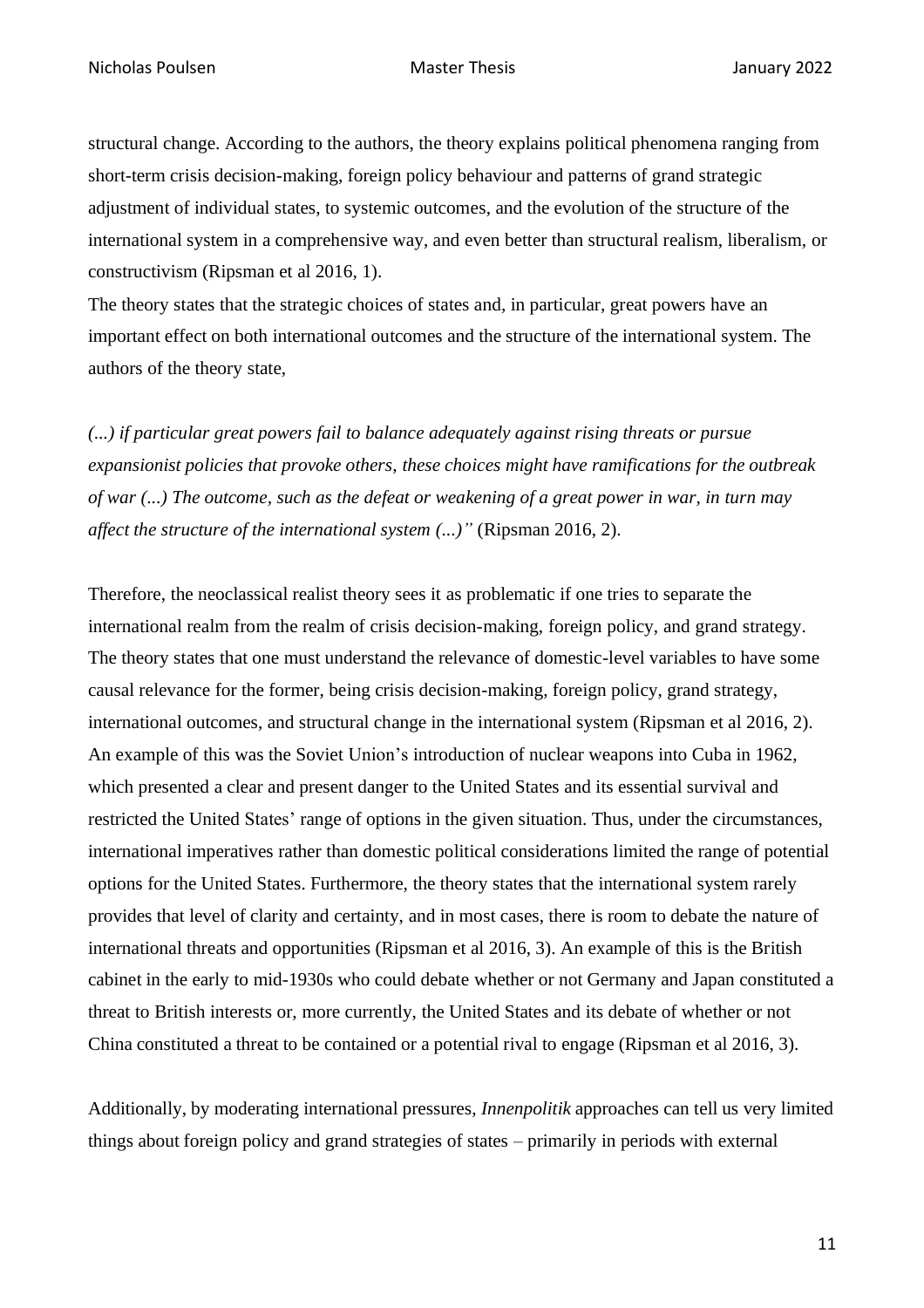structural change. According to the authors, the theory explains political phenomena ranging from short-term crisis decision-making, foreign policy behaviour and patterns of grand strategic adjustment of individual states, to systemic outcomes, and the evolution of the structure of the international system in a comprehensive way, and even better than structural realism, liberalism, or constructivism (Ripsman et al 2016, 1).

The theory states that the strategic choices of states and, in particular, great powers have an important effect on both international outcomes and the structure of the international system. The authors of the theory state,

*(...) if particular great powers fail to balance adequately against rising threats or pursue expansionist policies that provoke others, these choices might have ramifications for the outbreak of war (...) The outcome, such as the defeat or weakening of a great power in war, in turn may affect the structure of the international system (...)"* (Ripsman 2016, 2).

Therefore, the neoclassical realist theory sees it as problematic if one tries to separate the international realm from the realm of crisis decision-making, foreign policy, and grand strategy. The theory states that one must understand the relevance of domestic-level variables to have some causal relevance for the former, being crisis decision-making, foreign policy, grand strategy, international outcomes, and structural change in the international system (Ripsman et al 2016, 2). An example of this was the Soviet Union's introduction of nuclear weapons into Cuba in 1962, which presented a clear and present danger to the United States and its essential survival and restricted the United States' range of options in the given situation. Thus, under the circumstances, international imperatives rather than domestic political considerations limited the range of potential options for the United States. Furthermore, the theory states that the international system rarely provides that level of clarity and certainty, and in most cases, there is room to debate the nature of international threats and opportunities (Ripsman et al 2016, 3). An example of this is the British cabinet in the early to mid-1930s who could debate whether or not Germany and Japan constituted a threat to British interests or, more currently, the United States and its debate of whether or not China constituted a threat to be contained or a potential rival to engage (Ripsman et al 2016, 3).

Additionally, by moderating international pressures, *Innenpolitik* approaches can tell us very limited things about foreign policy and grand strategies of states – primarily in periods with external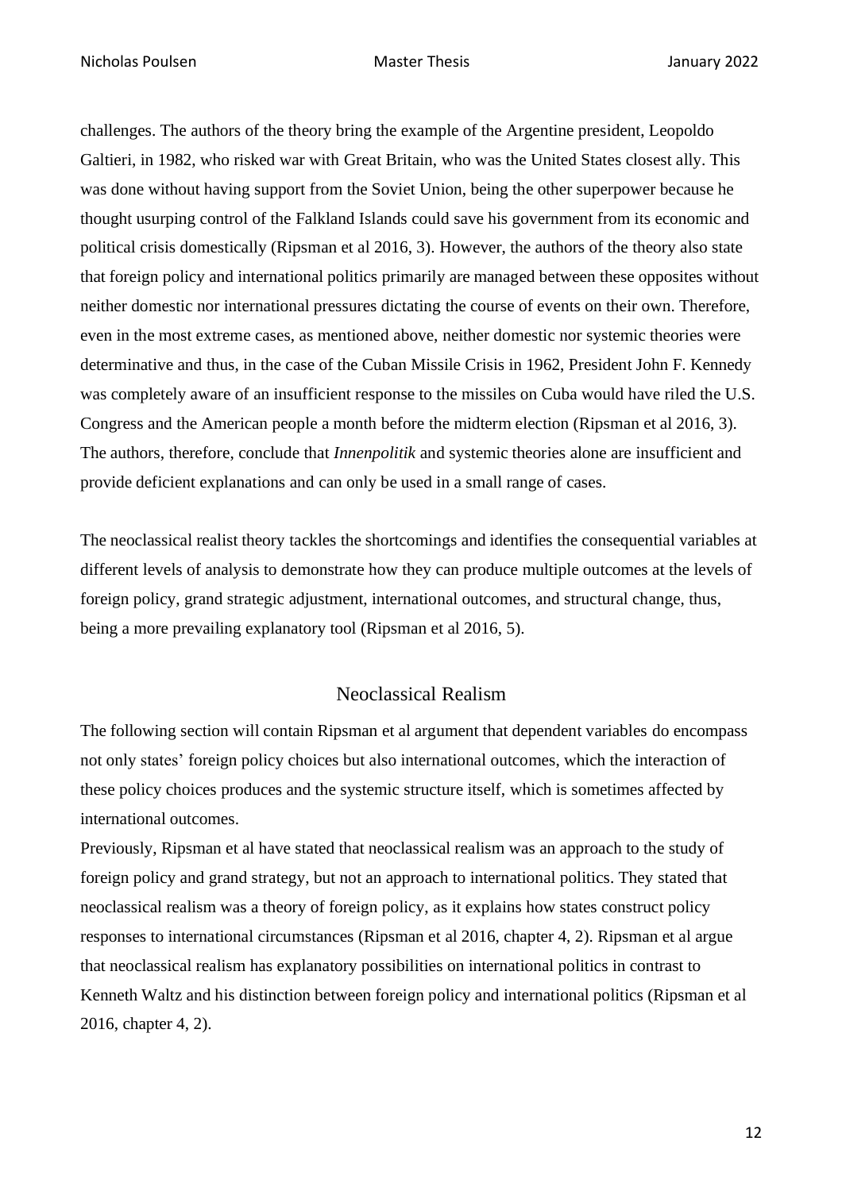challenges. The authors of the theory bring the example of the Argentine president, Leopoldo Galtieri, in 1982, who risked war with Great Britain, who was the United States closest ally. This was done without having support from the Soviet Union, being the other superpower because he thought usurping control of the Falkland Islands could save his government from its economic and political crisis domestically (Ripsman et al 2016, 3). However, the authors of the theory also state that foreign policy and international politics primarily are managed between these opposites without neither domestic nor international pressures dictating the course of events on their own. Therefore, even in the most extreme cases, as mentioned above, neither domestic nor systemic theories were determinative and thus, in the case of the Cuban Missile Crisis in 1962, President John F. Kennedy was completely aware of an insufficient response to the missiles on Cuba would have riled the U.S. Congress and the American people a month before the midterm election (Ripsman et al 2016, 3). The authors, therefore, conclude that *Innenpolitik* and systemic theories alone are insufficient and provide deficient explanations and can only be used in a small range of cases.

The neoclassical realist theory tackles the shortcomings and identifies the consequential variables at different levels of analysis to demonstrate how they can produce multiple outcomes at the levels of foreign policy, grand strategic adjustment, international outcomes, and structural change, thus, being a more prevailing explanatory tool (Ripsman et al 2016, 5).

## Neoclassical Realism

The following section will contain Ripsman et al argument that dependent variables do encompass not only states' foreign policy choices but also international outcomes, which the interaction of these policy choices produces and the systemic structure itself, which is sometimes affected by international outcomes.

Previously, Ripsman et al have stated that neoclassical realism was an approach to the study of foreign policy and grand strategy, but not an approach to international politics. They stated that neoclassical realism was a theory of foreign policy, as it explains how states construct policy responses to international circumstances (Ripsman et al 2016, chapter 4, 2). Ripsman et al argue that neoclassical realism has explanatory possibilities on international politics in contrast to Kenneth Waltz and his distinction between foreign policy and international politics (Ripsman et al 2016, chapter 4, 2).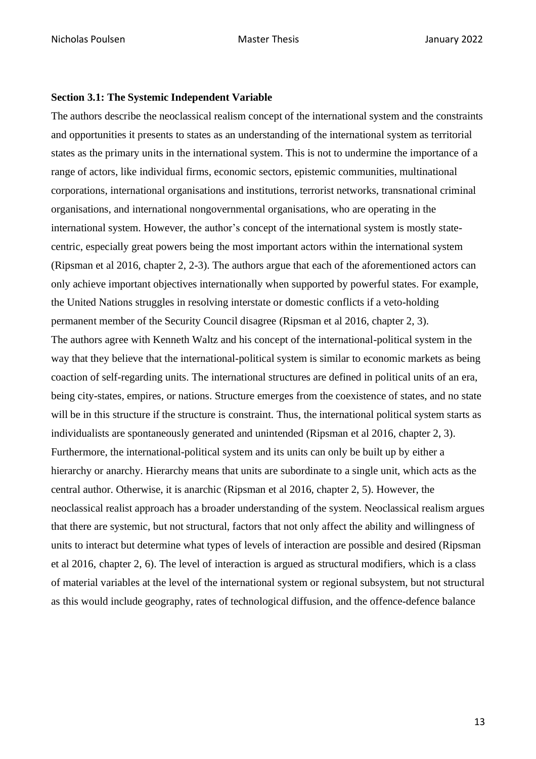**Section 3.1: The Systemic Independent Variable**

The authors describe the neoclassical realism concept of the international system and the constraints and opportunities it presents to states as an understanding of the international system as territorial states as the primary units in the international system. This is not to undermine the importance of a range of actors, like individual firms, economic sectors, epistemic communities, multinational corporations, international organisations and institutions, terrorist networks, transnational criminal organisations, and international nongovernmental organisations, who are operating in the international system. However, the author's concept of the international system is mostly state-centric, especially great powers being the most important actors within the international system (Ripsman et al 2016, chapter 2, 2-3). The authors argue that each of the aforementioned actors can only achieve important objectives internationally when supported by powerful states. For example, the United Nations struggles in resolving interstate or domestic conflicts if a veto-holding permanent member of the Security Council disagree (Ripsman et al 2016, chapter 2, 3).

The authors agree with Kenneth Waltz and his concept of the international-political system in the way that they believe that the international-political system is similar to economic markets as being coaction of self-regarding units. The international structures are defined in political units of an era, being city-states, empires, or nations. Structure emerges from the coexistence of states, and no state will be in this structure if the structure is constraint. Thus, the international political system starts as individualists are spontaneously generated and unintended (Ripsman et al 2016, chapter 2, 3). Furthermore, the international-political system and its units can only be built up by either a hierarchy or anarchy. Hierarchy means that units are subordinate to a single unit, which acts as the central author. Otherwise, it is anarchic (Ripsman et al 2016, chapter 2, 5). However, the neoclassical realist approach has a broader understanding of the system. Neoclassical realism argues that there are systemic, but not structural, factors that not only affect the ability and willingness of units to interact but determine what types of levels of interaction are possible and desired (Ripsman et al 2016, chapter 2, 6). The level of interaction is argued as structural modifiers, which is a class of material variables at the level of the international system or regional subsystem, but not structural as this would include geography, rates of technological diffusion, and the offence-defence balance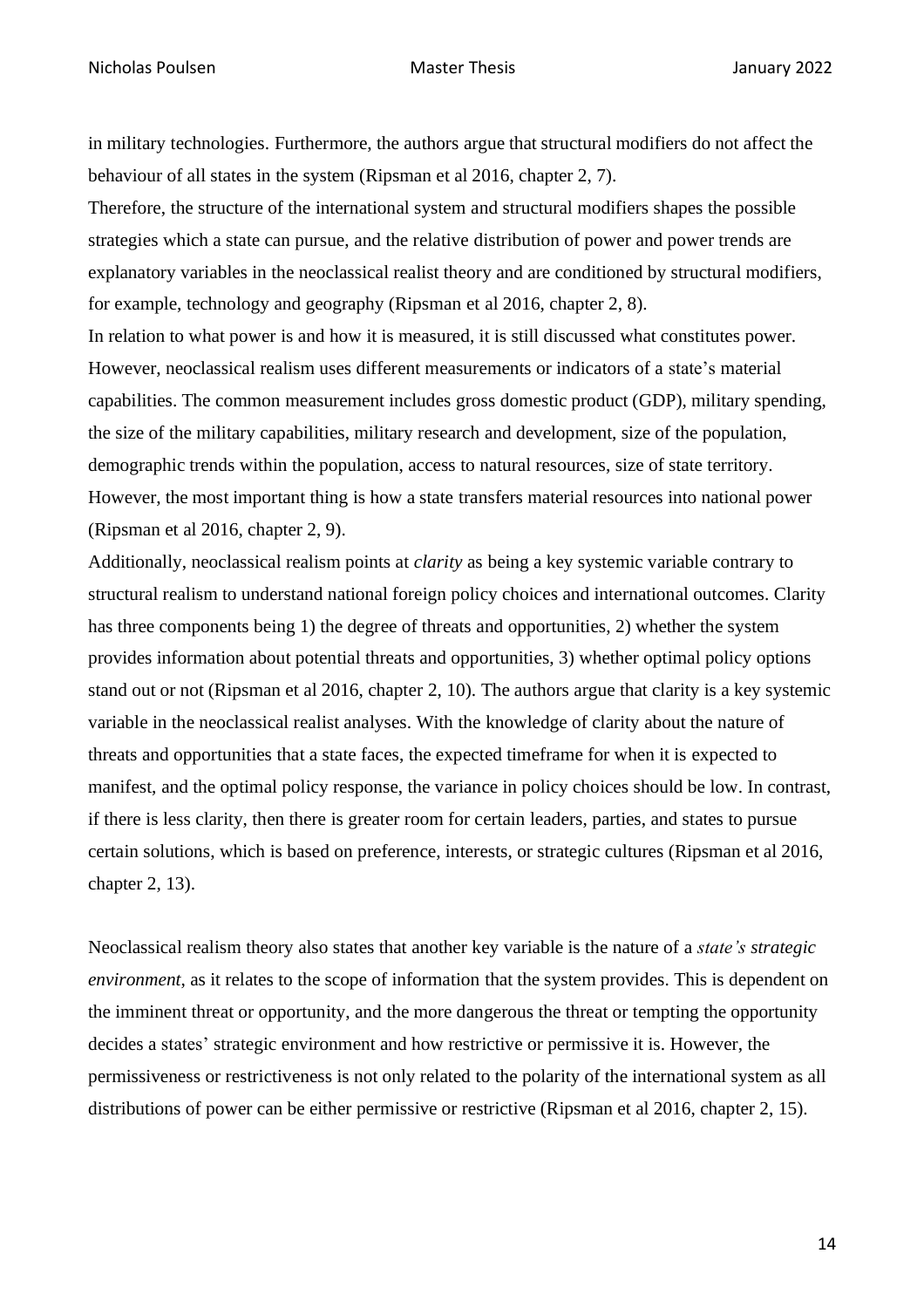in military technologies. Furthermore, the authors argue that structural modifiers do not affect the behaviour of all states in the system (Ripsman et al 2016, chapter 2, 7).

Therefore, the structure of the international system and structural modifiers shapes the possible strategies which a state can pursue, and the relative distribution of power and power trends are explanatory variables in the neoclassical realist theory and are conditioned by structural modifiers, for example, technology and geography (Ripsman et al 2016, chapter 2, 8).

In relation to what power is and how it is measured, it is still discussed what constitutes power. However, neoclassical realism uses different measurements or indicators of a state's material capabilities. The common measurement includes gross domestic product (GDP), military spending, the size of the military capabilities, military research and development, size of the population, demographic trends within the population, access to natural resources, size of state territory. However, the most important thing is how a state transfers material resources into national power (Ripsman et al 2016, chapter 2, 9).

Additionally, neoclassical realism points at *clarity* as being a key systemic variable contrary to structural realism to understand national foreign policy choices and international outcomes. Clarity has three components being 1) the degree of threats and opportunities, 2) whether the system provides information about potential threats and opportunities, 3) whether optimal policy options stand out or not (Ripsman et al 2016, chapter 2, 10). The authors argue that clarity is a key systemic variable in the neoclassical realist analyses. With the knowledge of clarity about the nature of threats and opportunities that a state faces, the expected timeframe for when it is expected to manifest, and the optimal policy response, the variance in policy choices should be low. In contrast, if there is less clarity, then there is greater room for certain leaders, parties, and states to pursue certain solutions, which is based on preference, interests, or strategic cultures (Ripsman et al 2016, chapter 2, 13).

Neoclassical realism theory also states that another key variable is the nature of a *state's strategic environment*, as it relates to the scope of information that the system provides. This is dependent on the imminent threat or opportunity, and the more dangerous the threat or tempting the opportunity decides a states' strategic environment and how restrictive or permissive it is. However, the permissiveness or restrictiveness is not only related to the polarity of the international system as all distributions of power can be either permissive or restrictive (Ripsman et al 2016, chapter 2, 15).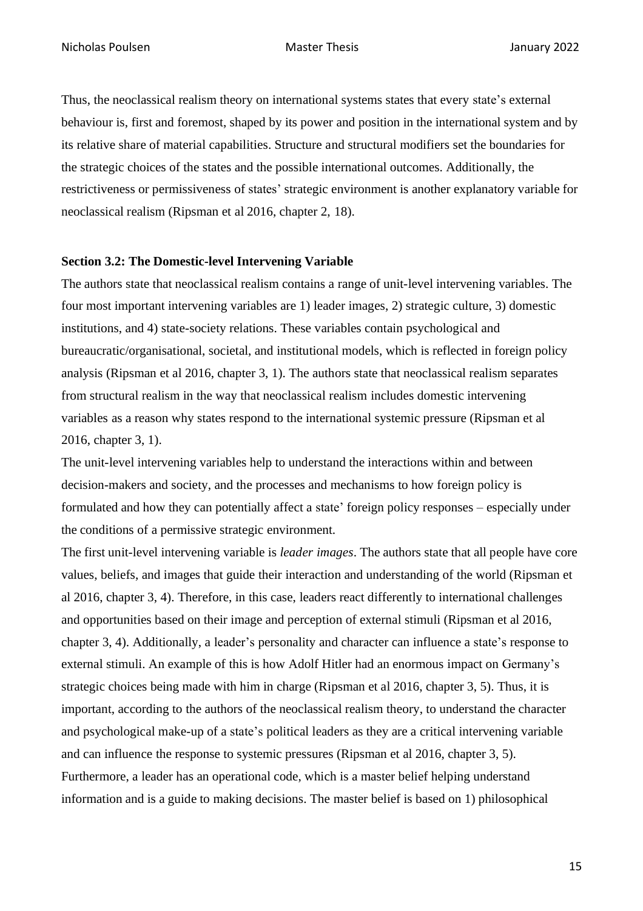Thus, the neoclassical realism theory on international systems states that every state's external behaviour is, first and foremost, shaped by its power and position in the international system and by its relative share of material capabilities. Structure and structural modifiers set the boundaries for the strategic choices of the states and the possible international outcomes. Additionally, the restrictiveness or permissiveness of states' strategic environment is another explanatory variable for neoclassical realism (Ripsman et al 2016, chapter 2, 18).

### Section 3.2: The Domestic-level Intervening Variable

The authors state that neoclassical realism contains a range of unit-level intervening variables. The four most important intervening variables are 1) leader images, 2) strategic culture, 3) domestic institutions, and 4) state-society relations. These variables contain psychological and bureaucratic/organisational, societal, and institutional models, which is reflected in foreign policy analysis (Ripsman et al 2016, chapter 3, 1). The authors state that neoclassical realism separates from structural realism in the way that neoclassical realism includes domestic intervening variables as a reason why states respond to the international systemic pressure (Ripsman et al 2016, chapter 3, 1).

The unit-level intervening variables help to understand the interactions within and between decision-makers and society, and the processes and mechanisms to how foreign policy is formulated and how they can potentially affect a state' foreign policy responses – especially under the conditions of a permissive strategic environment.

The first unit-level intervening variable is *leader images*. The authors state that all people have core values, beliefs, and images that guide their interaction and understanding of the world (Ripsman et al 2016, chapter 3, 4). Therefore, in this case, leaders react differently to international challenges and opportunities based on their image and perception of external stimuli (Ripsman et al 2016, chapter 3, 4). Additionally, a leader's personality and character can influence a state's response to external stimuli. An example of this is how Adolf Hitler had an enormous impact on Germany's strategic choices being made with him in charge (Ripsman et al 2016, chapter 3, 5). Thus, it is important, according to the authors of the neoclassical realism theory, to understand the character and psychological make-up of a state's political leaders as they are a critical intervening variable and can influence the response to systemic pressures (Ripsman et al 2016, chapter 3, 5).

Furthermore, a leader has an operational code, which is a master belief helping understand information and is a guide to making decisions. The master belief is based on 1) philosophical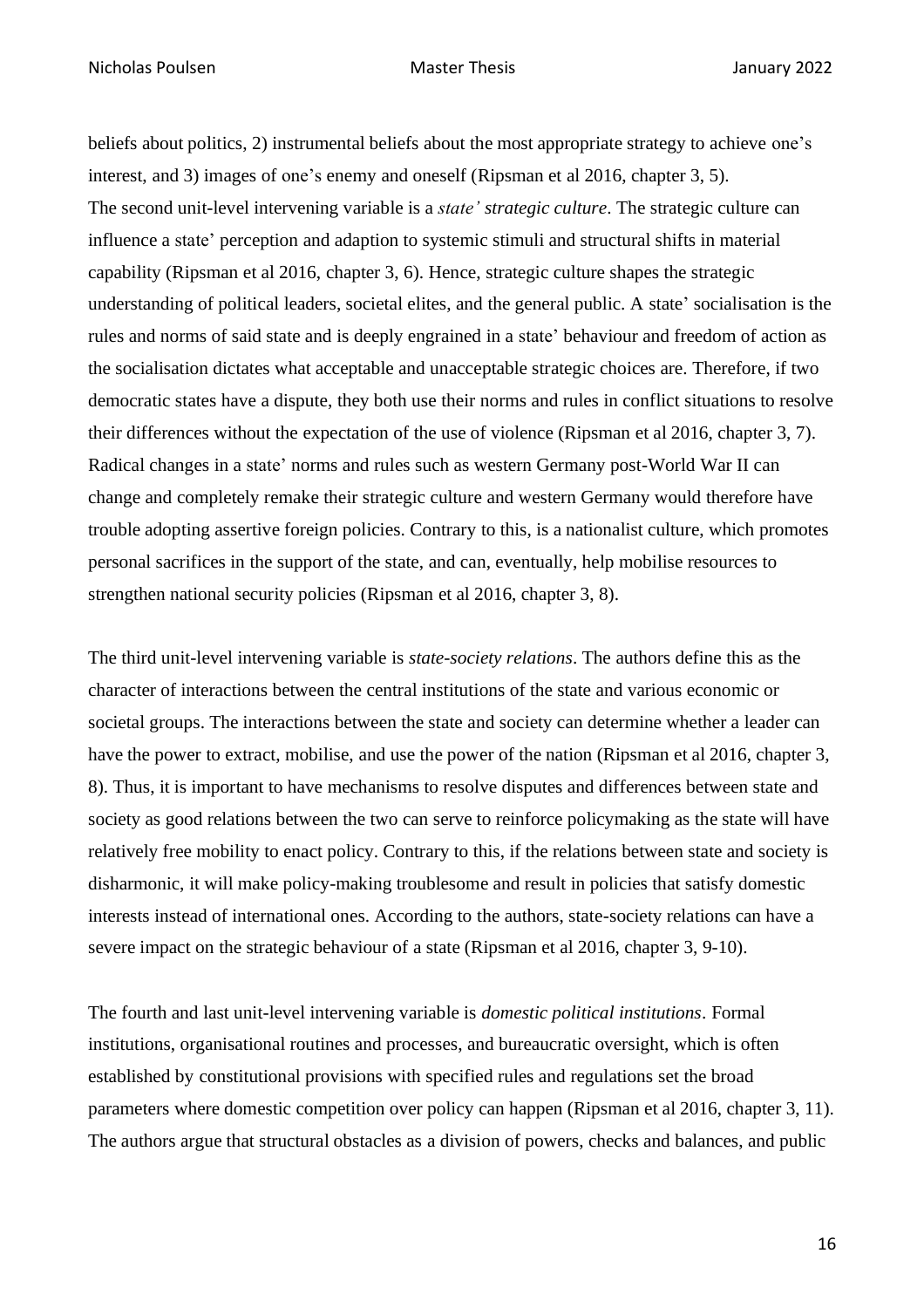beliefs about politics, 2) instrumental beliefs about the most appropriate strategy to achieve one's interest, and 3) images of one's enemy and oneself (Ripsman et al 2016, chapter 3, 5).
The second unit-level intervening variable is a *state' strategic culture*. The strategic culture can influence a state' perception and adaption to systemic stimuli and structural shifts in material capability (Ripsman et al 2016, chapter 3, 6). Hence, strategic culture shapes the strategic understanding of political leaders, societal elites, and the general public. A state' socialisation is the rules and norms of said state and is deeply engrained in a state' behaviour and freedom of action as the socialisation dictates what acceptable and unacceptable strategic choices are. Therefore, if two democratic states have a dispute, they both use their norms and rules in conflict situations to resolve their differences without the expectation of the use of violence (Ripsman et al 2016, chapter 3, 7). Radical changes in a state' norms and rules such as western Germany post-World War II can change and completely remake their strategic culture and western Germany would therefore have trouble adopting assertive foreign policies. Contrary to this, is a nationalist culture, which promotes personal sacrifices in the support of the state, and can, eventually, help mobilise resources to strengthen national security policies (Ripsman et al 2016, chapter 3, 8).

The third unit-level intervening variable is *state-society relations*. The authors define this as the character of interactions between the central institutions of the state and various economic or societal groups. The interactions between the state and society can determine whether a leader can have the power to extract, mobilise, and use the power of the nation (Ripsman et al 2016, chapter 3, 8). Thus, it is important to have mechanisms to resolve disputes and differences between state and society as good relations between the two can serve to reinforce policymaking as the state will have relatively free mobility to enact policy. Contrary to this, if the relations between state and society is disharmonic, it will make policy-making troublesome and result in policies that satisfy domestic interests instead of international ones. According to the authors, state-society relations can have a severe impact on the strategic behaviour of a state (Ripsman et al 2016, chapter 3, 9-10).

The fourth and last unit-level intervening variable is *domestic political institutions*. Formal institutions, organisational routines and processes, and bureaucratic oversight, which is often established by constitutional provisions with specified rules and regulations set the broad parameters where domestic competition over policy can happen (Ripsman et al 2016, chapter 3, 11). The authors argue that structural obstacles as a division of powers, checks and balances, and public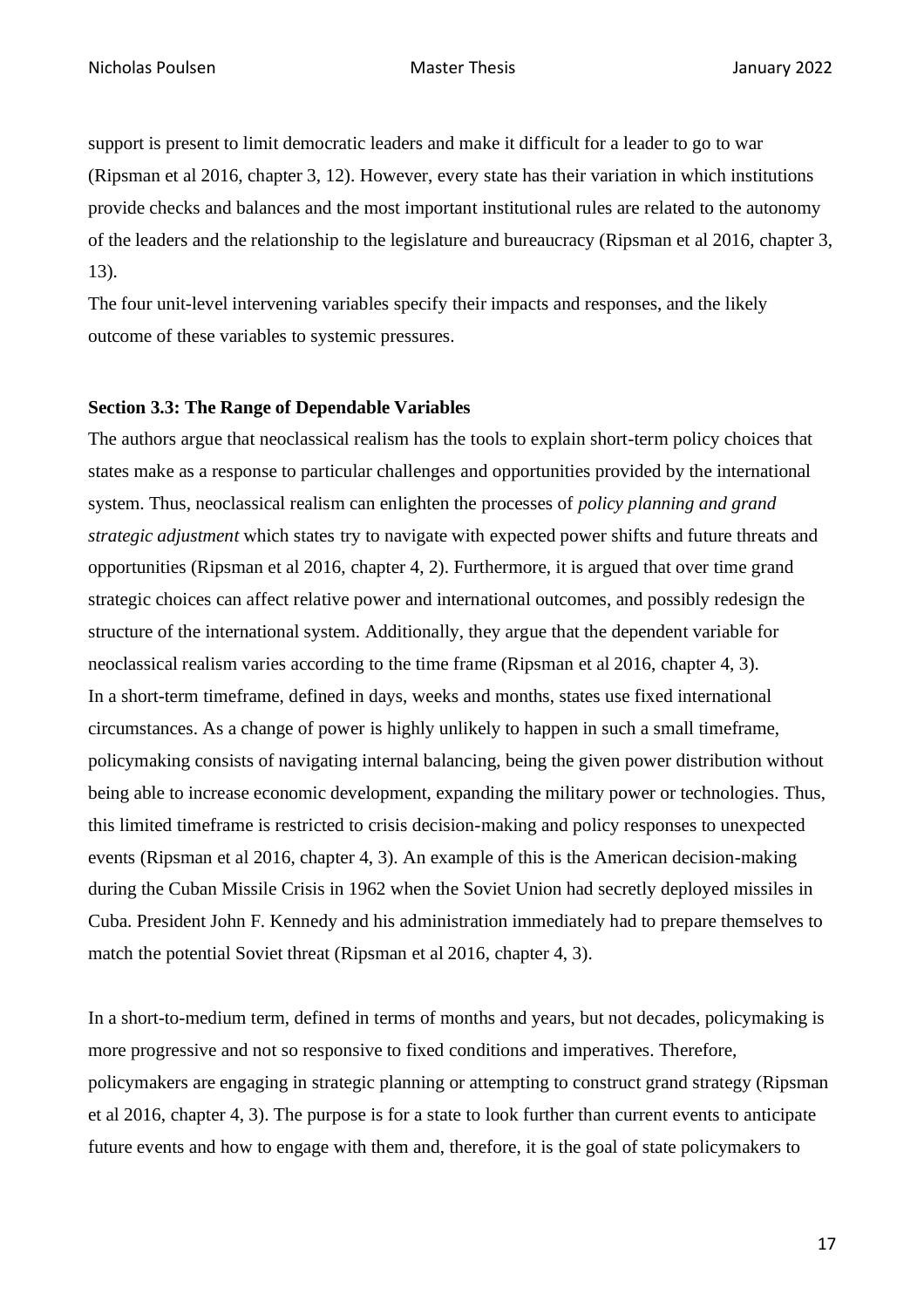support is present to limit democratic leaders and make it difficult for a leader to go to war (Ripsman et al 2016, chapter 3, 12). However, every state has their variation in which institutions provide checks and balances and the most important institutional rules are related to the autonomy of the leaders and the relationship to the legislature and bureaucracy (Ripsman et al 2016, chapter 3, 13).

The four unit-level intervening variables specify their impacts and responses, and the likely outcome of these variables to systemic pressures.

**Section 3.3: The Range of Dependable Variables**

The authors argue that neoclassical realism has the tools to explain short-term policy choices that states make as a response to particular challenges and opportunities provided by the international system. Thus, neoclassical realism can enlighten the processes of *policy planning and grand strategic adjustment* which states try to navigate with expected power shifts and future threats and opportunities (Ripsman et al 2016, chapter 4, 2). Furthermore, it is argued that over time grand strategic choices can affect relative power and international outcomes, and possibly redesign the structure of the international system. Additionally, they argue that the dependent variable for neoclassical realism varies according to the time frame (Ripsman et al 2016, chapter 4, 3).

In a short-term timeframe, defined in days, weeks and months, states use fixed international circumstances. As a change of power is highly unlikely to happen in such a small timeframe, policymaking consists of navigating internal balancing, being the given power distribution without being able to increase economic development, expanding the military power or technologies. Thus, this limited timeframe is restricted to crisis decision-making and policy responses to unexpected events (Ripsman et al 2016, chapter 4, 3). An example of this is the American decision-making during the Cuban Missile Crisis in 1962 when the Soviet Union had secretly deployed missiles in Cuba. President John F. Kennedy and his administration immediately had to prepare themselves to match the potential Soviet threat (Ripsman et al 2016, chapter 4, 3).

In a short-to-medium term, defined in terms of months and years, but not decades, policymaking is more progressive and not so responsive to fixed conditions and imperatives. Therefore, policymakers are engaging in strategic planning or attempting to construct grand strategy (Ripsman et al 2016, chapter 4, 3). The purpose is for a state to look further than current events to anticipate future events and how to engage with them and, therefore, it is the goal of state policymakers to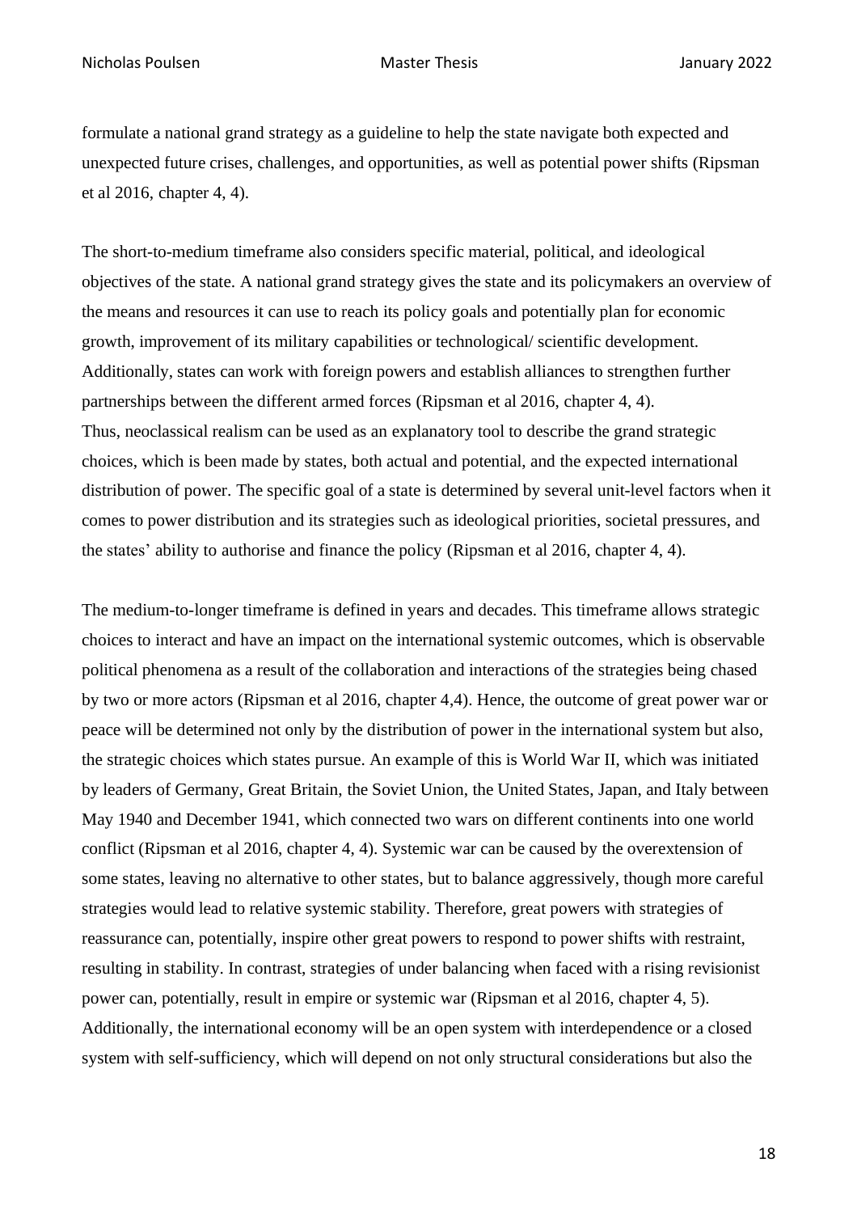formulate a national grand strategy as a guideline to help the state navigate both expected and unexpected future crises, challenges, and opportunities, as well as potential power shifts (Ripsman et al 2016, chapter 4, 4).

The short-to-medium timeframe also considers specific material, political, and ideological objectives of the state. A national grand strategy gives the state and its policymakers an overview of the means and resources it can use to reach its policy goals and potentially plan for economic growth, improvement of its military capabilities or technological/ scientific development. Additionally, states can work with foreign powers and establish alliances to strengthen further partnerships between the different armed forces (Ripsman et al 2016, chapter 4, 4).
Thus, neoclassical realism can be used as an explanatory tool to describe the grand strategic choices, which is been made by states, both actual and potential, and the expected international distribution of power. The specific goal of a state is determined by several unit-level factors when it comes to power distribution and its strategies such as ideological priorities, societal pressures, and the states' ability to authorise and finance the policy (Ripsman et al 2016, chapter 4, 4).

The medium-to-longer timeframe is defined in years and decades. This timeframe allows strategic choices to interact and have an impact on the international systemic outcomes, which is observable political phenomena as a result of the collaboration and interactions of the strategies being chased by two or more actors (Ripsman et al 2016, chapter 4,4). Hence, the outcome of great power war or peace will be determined not only by the distribution of power in the international system but also, the strategic choices which states pursue. An example of this is World War II, which was initiated by leaders of Germany, Great Britain, the Soviet Union, the United States, Japan, and Italy between May 1940 and December 1941, which connected two wars on different continents into one world conflict (Ripsman et al 2016, chapter 4, 4). Systemic war can be caused by the overextension of some states, leaving no alternative to other states, but to balance aggressively, though more careful strategies would lead to relative systemic stability. Therefore, great powers with strategies of reassurance can, potentially, inspire other great powers to respond to power shifts with restraint, resulting in stability. In contrast, strategies of under balancing when faced with a rising revisionist power can, potentially, result in empire or systemic war (Ripsman et al 2016, chapter 4, 5). Additionally, the international economy will be an open system with interdependence or a closed system with self-sufficiency, which will depend on not only structural considerations but also the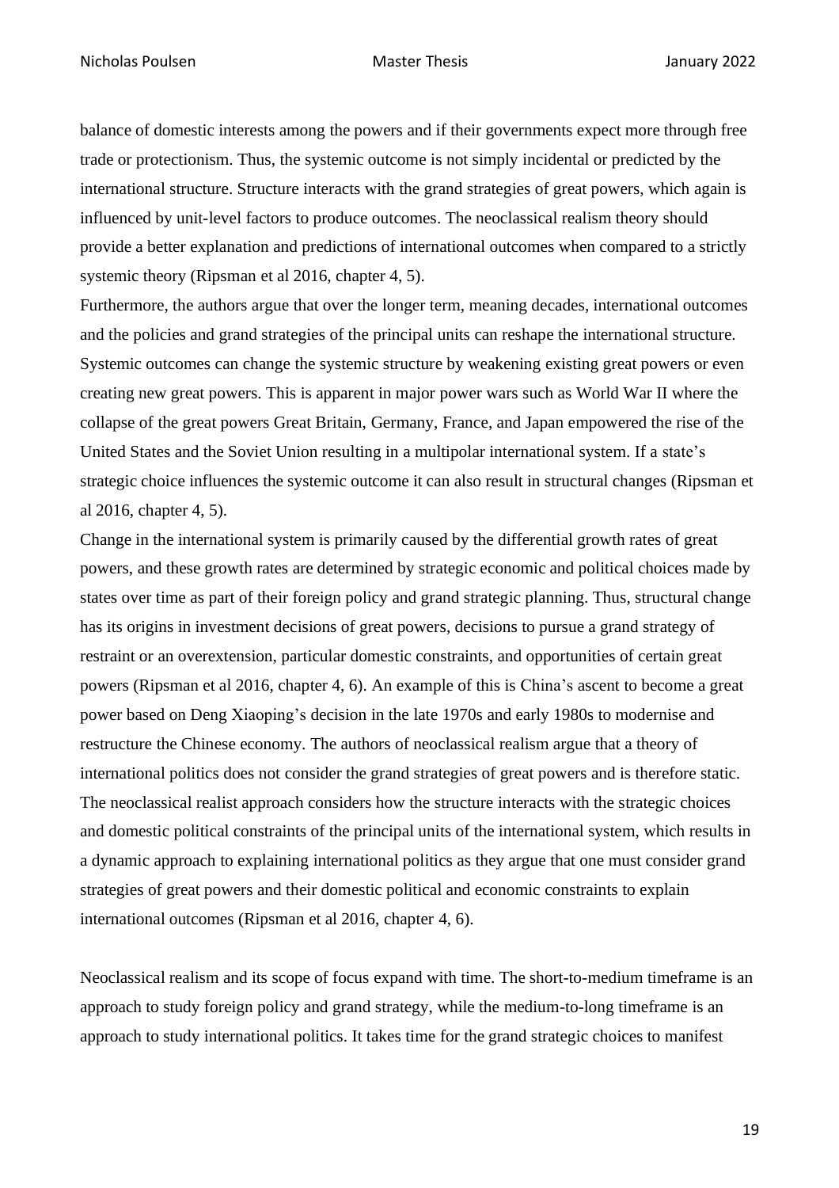balance of domestic interests among the powers and if their governments expect more through free trade or protectionism. Thus, the systemic outcome is not simply incidental or predicted by the international structure. Structure interacts with the grand strategies of great powers, which again is influenced by unit-level factors to produce outcomes. The neoclassical realism theory should provide a better explanation and predictions of international outcomes when compared to a strictly systemic theory (Ripsman et al 2016, chapter 4, 5).

Furthermore, the authors argue that over the longer term, meaning decades, international outcomes and the policies and grand strategies of the principal units can reshape the international structure. Systemic outcomes can change the systemic structure by weakening existing great powers or even creating new great powers. This is apparent in major power wars such as World War II where the collapse of the great powers Great Britain, Germany, France, and Japan empowered the rise of the United States and the Soviet Union resulting in a multipolar international system. If a state's strategic choice influences the systemic outcome it can also result in structural changes (Ripsman et al 2016, chapter 4, 5).

Change in the international system is primarily caused by the differential growth rates of great powers, and these growth rates are determined by strategic economic and political choices made by states over time as part of their foreign policy and grand strategic planning. Thus, structural change has its origins in investment decisions of great powers, decisions to pursue a grand strategy of restraint or an overextension, particular domestic constraints, and opportunities of certain great powers (Ripsman et al 2016, chapter 4, 6). An example of this is China's ascent to become a great power based on Deng Xiaoping's decision in the late 1970s and early 1980s to modernise and restructure the Chinese economy. The authors of neoclassical realism argue that a theory of international politics does not consider the grand strategies of great powers and is therefore static. The neoclassical realist approach considers how the structure interacts with the strategic choices and domestic political constraints of the principal units of the international system, which results in a dynamic approach to explaining international politics as they argue that one must consider grand strategies of great powers and their domestic political and economic constraints to explain international outcomes (Ripsman et al 2016, chapter 4, 6).

Neoclassical realism and its scope of focus expand with time. The short-to-medium timeframe is an approach to study foreign policy and grand strategy, while the medium-to-long timeframe is an approach to study international politics. It takes time for the grand strategic choices to manifest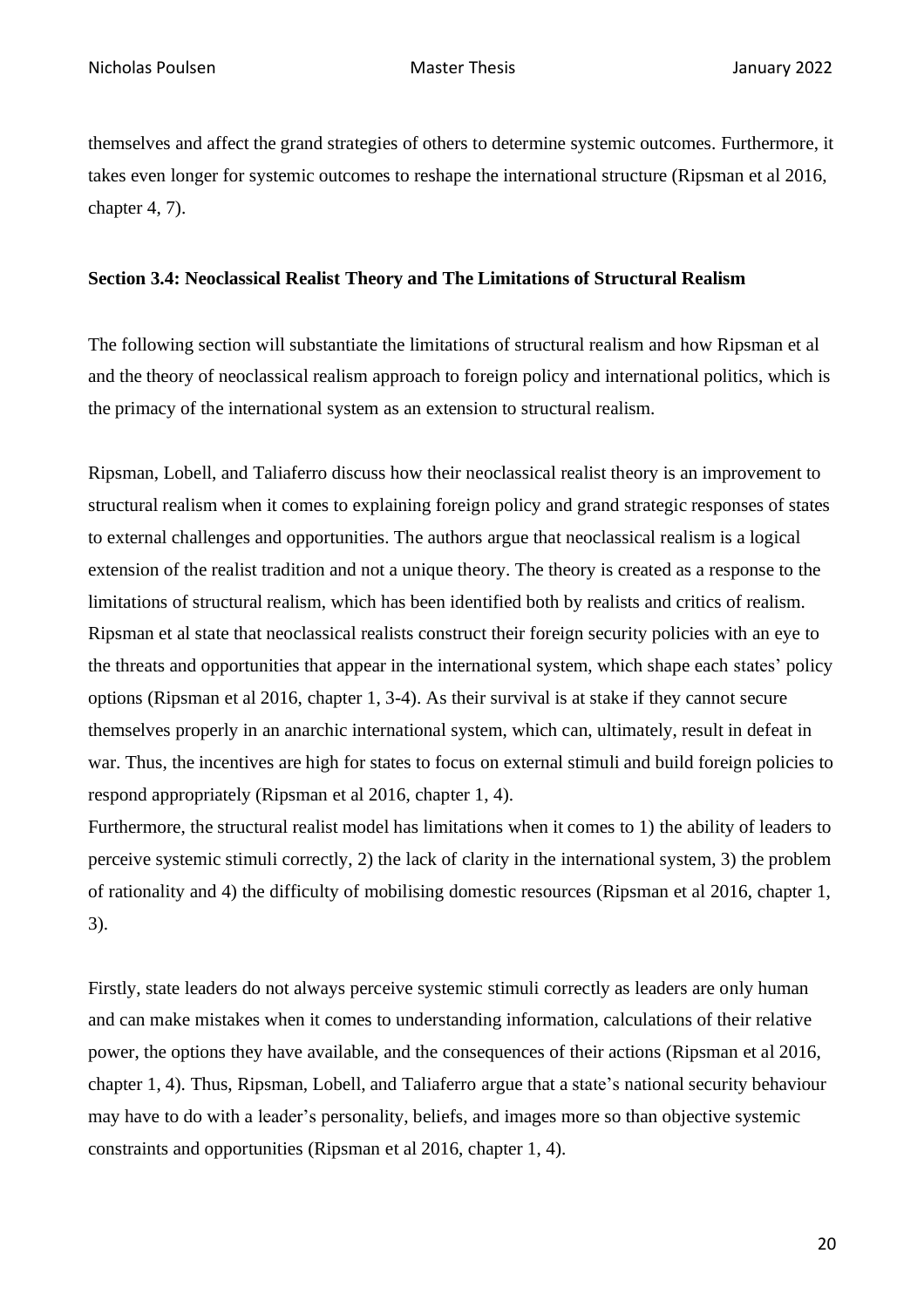themselves and affect the grand strategies of others to determine systemic outcomes. Furthermore, it takes even longer for systemic outcomes to reshape the international structure (Ripsman et al 2016, chapter 4, 7).

### Section 3.4: Neoclassical Realist Theory and The Limitations of Structural Realism

The following section will substantiate the limitations of structural realism and how Ripsman et al and the theory of neoclassical realism approach to foreign policy and international politics, which is the primacy of the international system as an extension to structural realism.

Ripsman, Lobell, and Taliaferro discuss how their neoclassical realist theory is an improvement to structural realism when it comes to explaining foreign policy and grand strategic responses of states to external challenges and opportunities. The authors argue that neoclassical realism is a logical extension of the realist tradition and not a unique theory. The theory is created as a response to the limitations of structural realism, which has been identified both by realists and critics of realism. Ripsman et al state that neoclassical realists construct their foreign security policies with an eye to the threats and opportunities that appear in the international system, which shape each states' policy options (Ripsman et al 2016, chapter 1, 3-4). As their survival is at stake if they cannot secure themselves properly in an anarchic international system, which can, ultimately, result in defeat in war. Thus, the incentives are high for states to focus on external stimuli and build foreign policies to respond appropriately (Ripsman et al 2016, chapter 1, 4).

Furthermore, the structural realist model has limitations when it comes to 1) the ability of leaders to perceive systemic stimuli correctly, 2) the lack of clarity in the international system, 3) the problem of rationality and 4) the difficulty of mobilising domestic resources (Ripsman et al 2016, chapter 1, 3).

Firstly, state leaders do not always perceive systemic stimuli correctly as leaders are only human and can make mistakes when it comes to understanding information, calculations of their relative power, the options they have available, and the consequences of their actions (Ripsman et al 2016, chapter 1, 4). Thus, Ripsman, Lobell, and Taliaferro argue that a state's national security behaviour may have to do with a leader's personality, beliefs, and images more so than objective systemic constraints and opportunities (Ripsman et al 2016, chapter 1, 4).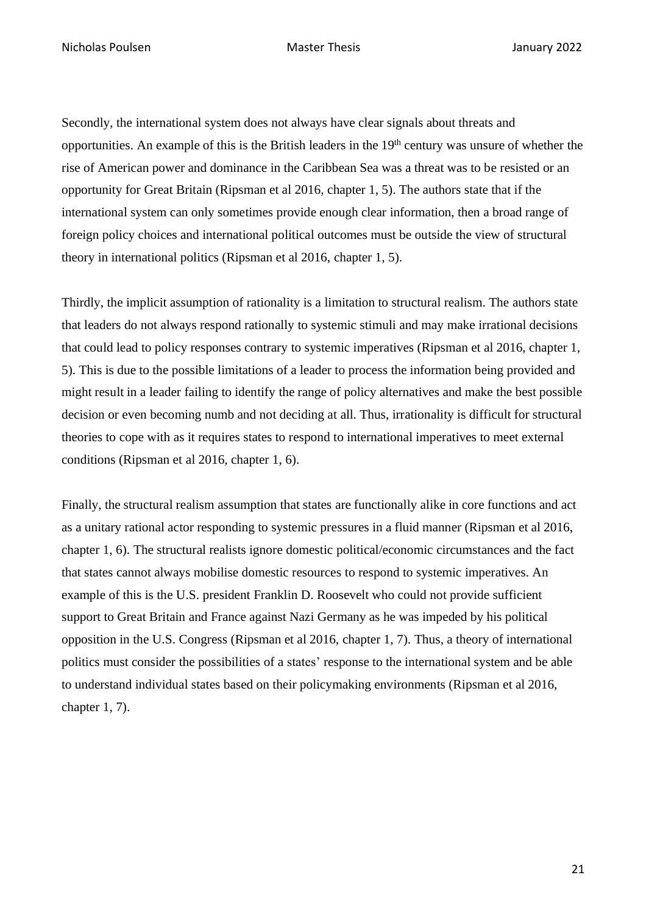Secondly, the international system does not always have clear signals about threats and opportunities. An example of this is the British leaders in the 19th century was unsure of whether the rise of American power and dominance in the Caribbean Sea was a threat was to be resisted or an opportunity for Great Britain (Ripsman et al 2016, chapter 1, 5). The authors state that if the international system can only sometimes provide enough clear information, then a broad range of foreign policy choices and international political outcomes must be outside the view of structural theory in international politics (Ripsman et al 2016, chapter 1, 5).

Thirdly, the implicit assumption of rationality is a limitation to structural realism. The authors state that leaders do not always respond rationally to systemic stimuli and may make irrational decisions that could lead to policy responses contrary to systemic imperatives (Ripsman et al 2016, chapter 1, 5). This is due to the possible limitations of a leader to process the information being provided and might result in a leader failing to identify the range of policy alternatives and make the best possible decision or even becoming numb and not deciding at all. Thus, irrationality is difficult for structural theories to cope with as it requires states to respond to international imperatives to meet external conditions (Ripsman et al 2016, chapter 1, 6).

Finally, the structural realism assumption that states are functionally alike in core functions and act as a unitary rational actor responding to systemic pressures in a fluid manner (Ripsman et al 2016, chapter 1, 6). The structural realists ignore domestic political/economic circumstances and the fact that states cannot always mobilise domestic resources to respond to systemic imperatives. An example of this is the U.S. president Franklin D. Roosevelt who could not provide sufficient support to Great Britain and France against Nazi Germany as he was impeded by his political opposition in the U.S. Congress (Ripsman et al 2016, chapter 1, 7). Thus, a theory of international politics must consider the possibilities of a states' response to the international system and be able to understand individual states based on their policymaking environments (Ripsman et al 2016, chapter 1, 7).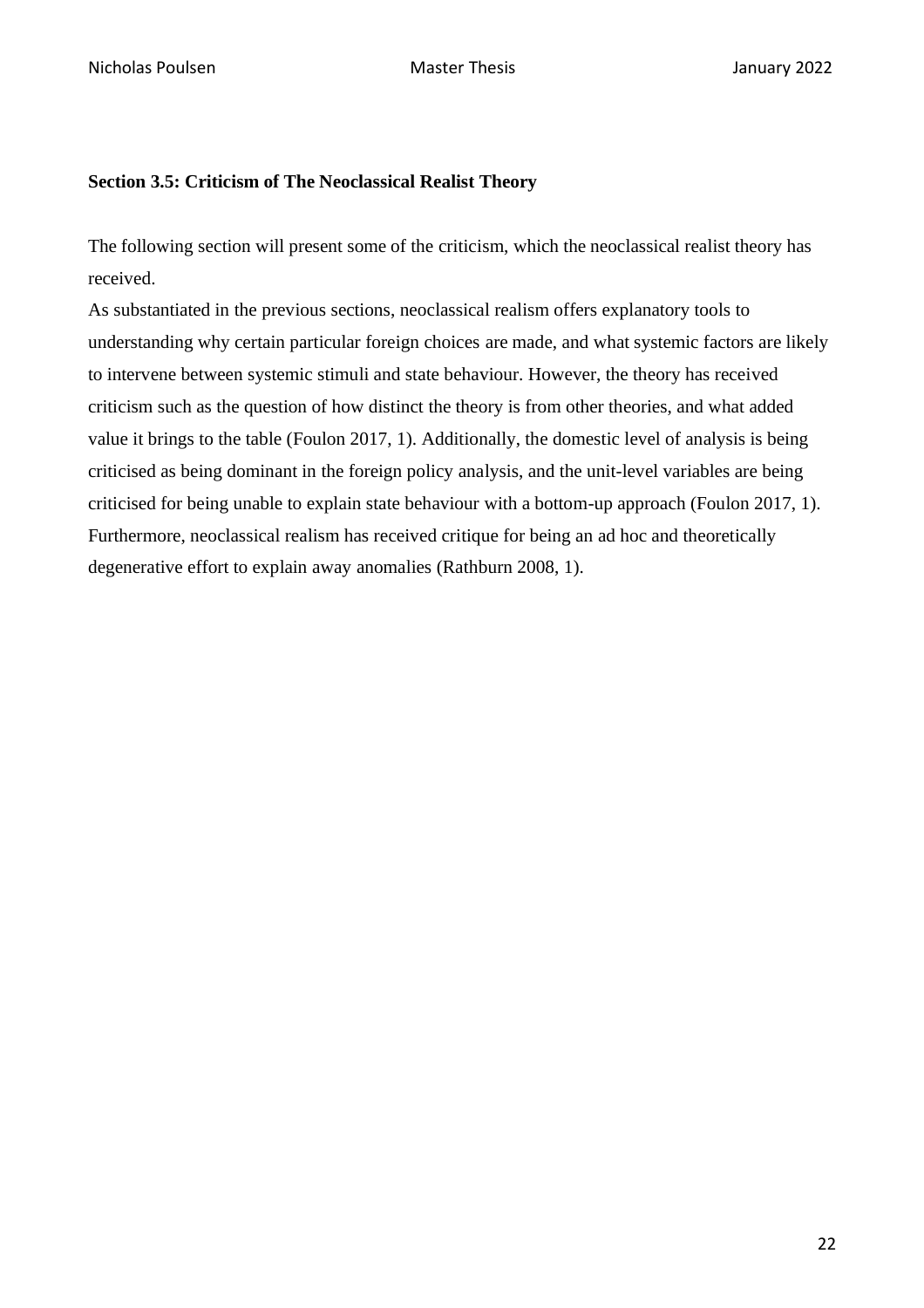### Section 3.5: Criticism of The Neoclassical Realist Theory

The following section will present some of the criticism, which the neoclassical realist theory has received.

As substantiated in the previous sections, neoclassical realism offers explanatory tools to understanding why certain particular foreign choices are made, and what systemic factors are likely to intervene between systemic stimuli and state behaviour. However, the theory has received criticism such as the question of how distinct the theory is from other theories, and what added value it brings to the table (Foulon 2017, 1). Additionally, the domestic level of analysis is being criticised as being dominant in the foreign policy analysis, and the unit-level variables are being criticised for being unable to explain state behaviour with a bottom-up approach (Foulon 2017, 1). Furthermore, neoclassical realism has received critique for being an ad hoc and theoretically degenerative effort to explain away anomalies (Rathburn 2008, 1).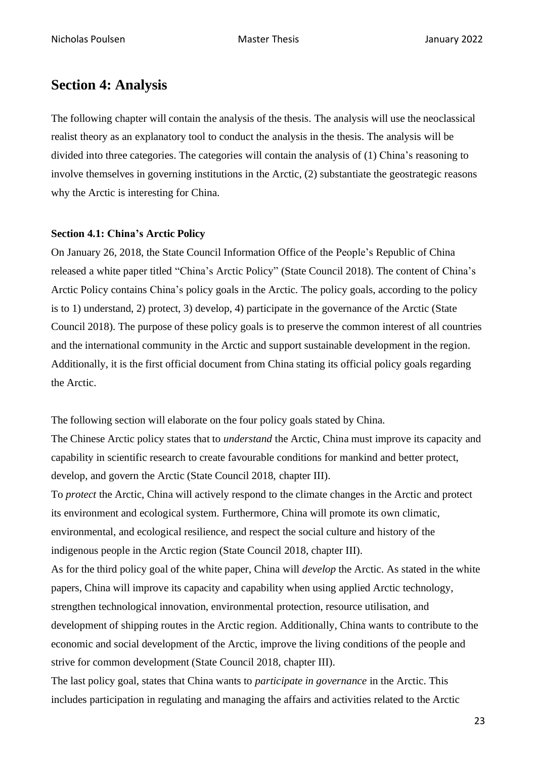## Section 4: Analysis

The following chapter will contain the analysis of the thesis. The analysis will use the neoclassical realist theory as an explanatory tool to conduct the analysis in the thesis. The analysis will be divided into three categories. The categories will contain the analysis of (1) China's reasoning to involve themselves in governing institutions in the Arctic, (2) substantiate the geostrategic reasons why the Arctic is interesting for China.

### Section 4.1: China's Arctic Policy

On January 26, 2018, the State Council Information Office of the People's Republic of China released a white paper titled "China's Arctic Policy" (State Council 2018). The content of China's Arctic Policy contains China's policy goals in the Arctic. The policy goals, according to the policy is to 1) understand, 2) protect, 3) develop, 4) participate in the governance of the Arctic (State Council 2018). The purpose of these policy goals is to preserve the common interest of all countries and the international community in the Arctic and support sustainable development in the region. Additionally, it is the first official document from China stating its official policy goals regarding the Arctic.

The following section will elaborate on the four policy goals stated by China.

The Chinese Arctic policy states that to *understand* the Arctic, China must improve its capacity and capability in scientific research to create favourable conditions for mankind and better protect, develop, and govern the Arctic (State Council 2018, chapter III).

To *protect* the Arctic, China will actively respond to the climate changes in the Arctic and protect its environment and ecological system. Furthermore, China will promote its own climatic, environmental, and ecological resilience, and respect the social culture and history of the indigenous people in the Arctic region (State Council 2018, chapter III).

As for the third policy goal of the white paper, China will *develop* the Arctic. As stated in the white papers, China will improve its capacity and capability when using applied Arctic technology, strengthen technological innovation, environmental protection, resource utilisation, and development of shipping routes in the Arctic region. Additionally, China wants to contribute to the economic and social development of the Arctic, improve the living conditions of the people and strive for common development (State Council 2018, chapter III).

The last policy goal, states that China wants to *participate in governance* in the Arctic. This includes participation in regulating and managing the affairs and activities related to the Arctic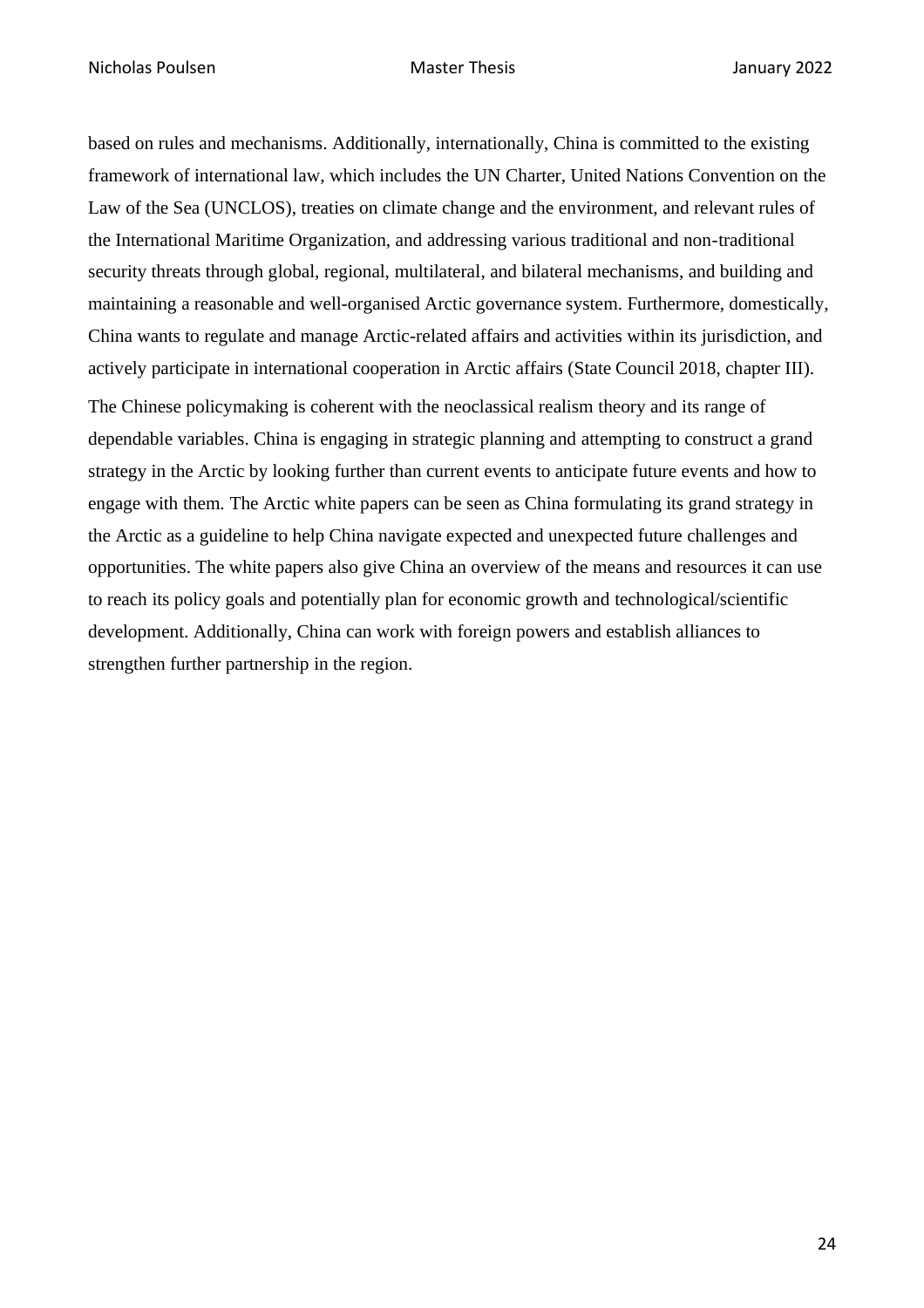based on rules and mechanisms. Additionally, internationally, China is committed to the existing framework of international law, which includes the UN Charter, United Nations Convention on the Law of the Sea (UNCLOS), treaties on climate change and the environment, and relevant rules of the International Maritime Organization, and addressing various traditional and non-traditional security threats through global, regional, multilateral, and bilateral mechanisms, and building and maintaining a reasonable and well-organised Arctic governance system. Furthermore, domestically, China wants to regulate and manage Arctic-related affairs and activities within its jurisdiction, and actively participate in international cooperation in Arctic affairs (State Council 2018, chapter III).

The Chinese policymaking is coherent with the neoclassical realism theory and its range of dependable variables. China is engaging in strategic planning and attempting to construct a grand strategy in the Arctic by looking further than current events to anticipate future events and how to engage with them. The Arctic white papers can be seen as China formulating its grand strategy in the Arctic as a guideline to help China navigate expected and unexpected future challenges and opportunities. The white papers also give China an overview of the means and resources it can use to reach its policy goals and potentially plan for economic growth and technological/scientific development. Additionally, China can work with foreign powers and establish alliances to strengthen further partnership in the region.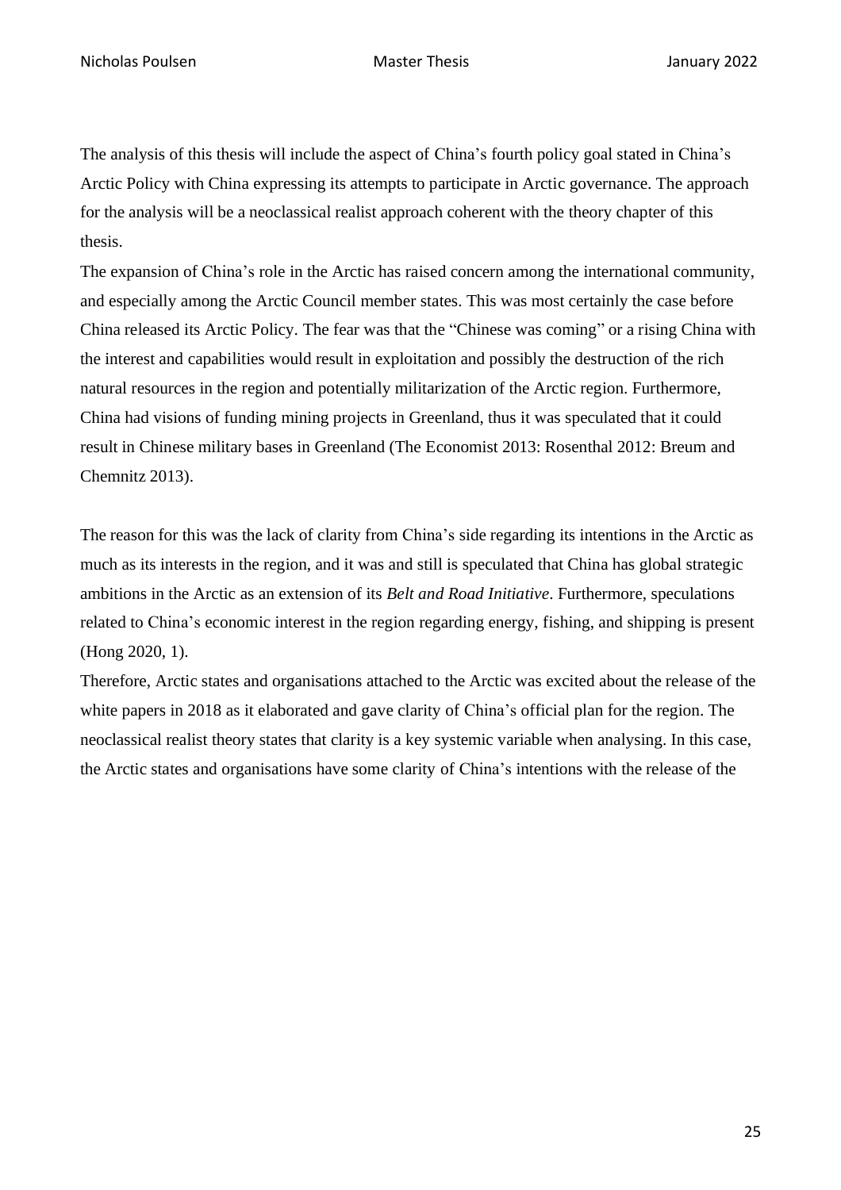The analysis of this thesis will include the aspect of China's fourth policy goal stated in China's Arctic Policy with China expressing its attempts to participate in Arctic governance. The approach for the analysis will be a neoclassical realist approach coherent with the theory chapter of this thesis.

The expansion of China's role in the Arctic has raised concern among the international community, and especially among the Arctic Council member states. This was most certainly the case before China released its Arctic Policy. The fear was that the "Chinese was coming" or a rising China with the interest and capabilities would result in exploitation and possibly the destruction of the rich natural resources in the region and potentially militarization of the Arctic region. Furthermore, China had visions of funding mining projects in Greenland, thus it was speculated that it could result in Chinese military bases in Greenland (The Economist 2013: Rosenthal 2012: Breum and Chemnitz 2013).

The reason for this was the lack of clarity from China's side regarding its intentions in the Arctic as much as its interests in the region, and it was and still is speculated that China has global strategic ambitions in the Arctic as an extension of its *Belt and Road Initiative*. Furthermore, speculations related to China's economic interest in the region regarding energy, fishing, and shipping is present (Hong 2020, 1).

Therefore, Arctic states and organisations attached to the Arctic was excited about the release of the white papers in 2018 as it elaborated and gave clarity of China's official plan for the region. The neoclassical realist theory states that clarity is a key systemic variable when analysing. In this case, the Arctic states and organisations have some clarity of China's intentions with the release of the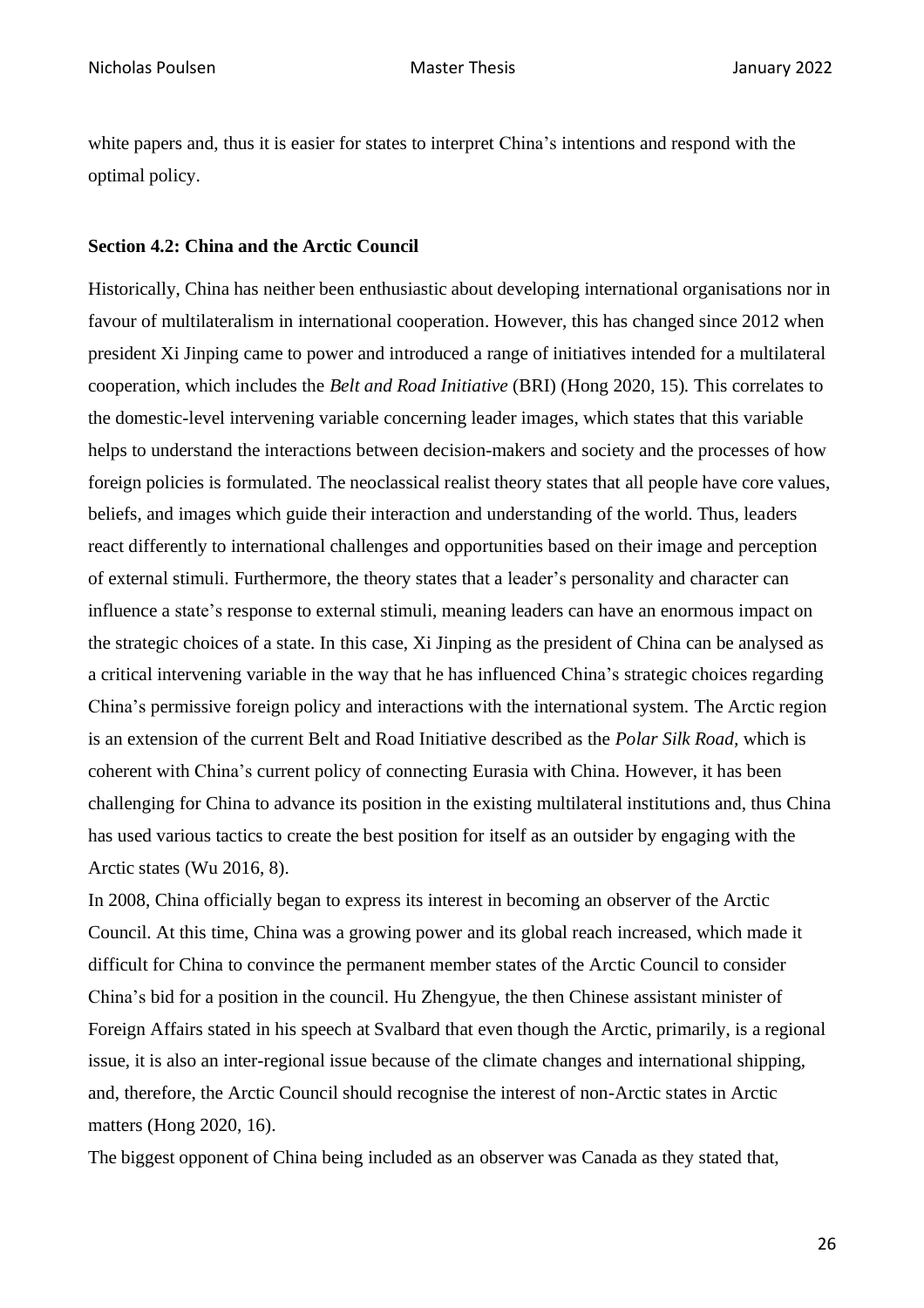white papers and, thus it is easier for states to interpret China's intentions and respond with the optimal policy.

**Section 4.2: China and the Arctic Council**

Historically, China has neither been enthusiastic about developing international organisations nor in favour of multilateralism in international cooperation. However, this has changed since 2012 when president Xi Jinping came to power and introduced a range of initiatives intended for a multilateral cooperation, which includes the *Belt and Road Initiative* (BRI) (Hong 2020, 15). This correlates to the domestic-level intervening variable concerning leader images, which states that this variable helps to understand the interactions between decision-makers and society and the processes of how foreign policies is formulated. The neoclassical realist theory states that all people have core values, beliefs, and images which guide their interaction and understanding of the world. Thus, leaders react differently to international challenges and opportunities based on their image and perception of external stimuli. Furthermore, the theory states that a leader's personality and character can influence a state's response to external stimuli, meaning leaders can have an enormous impact on the strategic choices of a state. In this case, Xi Jinping as the president of China can be analysed as a critical intervening variable in the way that he has influenced China's strategic choices regarding China's permissive foreign policy and interactions with the international system. The Arctic region is an extension of the current Belt and Road Initiative described as the *Polar Silk Road*, which is coherent with China's current policy of connecting Eurasia with China. However, it has been challenging for China to advance its position in the existing multilateral institutions and, thus China has used various tactics to create the best position for itself as an outsider by engaging with the Arctic states (Wu 2016, 8).

In 2008, China officially began to express its interest in becoming an observer of the Arctic Council. At this time, China was a growing power and its global reach increased, which made it difficult for China to convince the permanent member states of the Arctic Council to consider China's bid for a position in the council. Hu Zhengyue, the then Chinese assistant minister of Foreign Affairs stated in his speech at Svalbard that even though the Arctic, primarily, is a regional issue, it is also an inter-regional issue because of the climate changes and international shipping, and, therefore, the Arctic Council should recognise the interest of non-Arctic states in Arctic matters (Hong 2020, 16).

The biggest opponent of China being included as an observer was Canada as they stated that,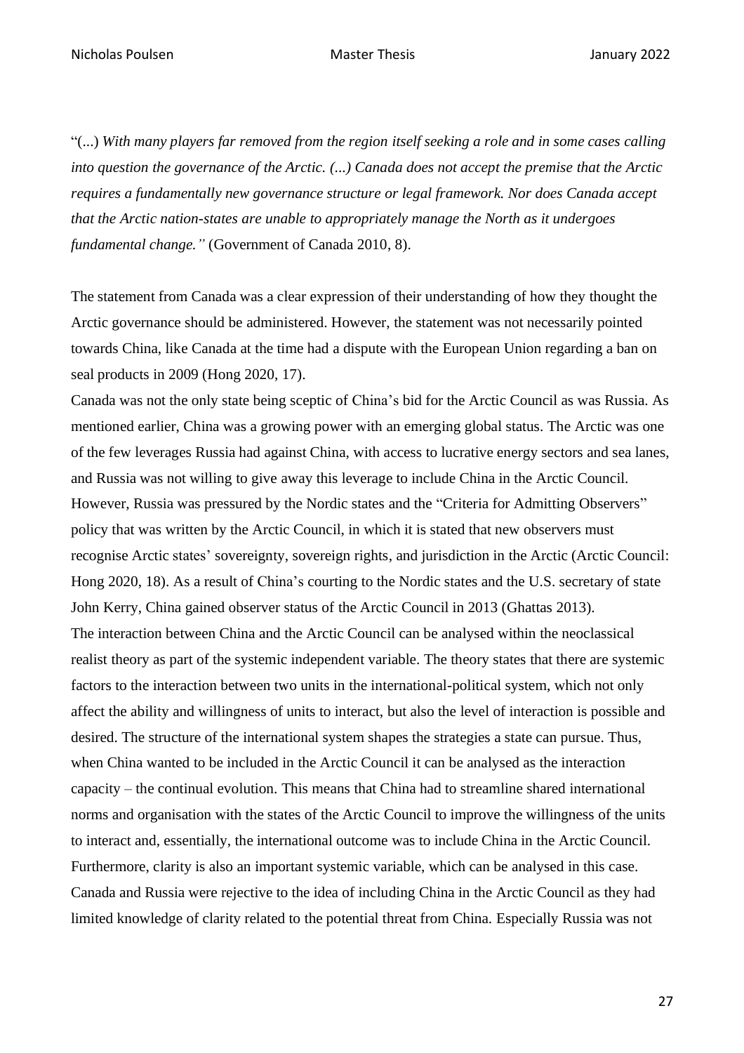"(...) *With many players far removed from the region itself seeking a role and in some cases calling into question the governance of the Arctic. (...) Canada does not accept the premise that the Arctic requires a fundamentally new governance structure or legal framework. Nor does Canada accept that the Arctic nation-states are unable to appropriately manage the North as it undergoes fundamental change."* (Government of Canada 2010, 8).

The statement from Canada was a clear expression of their understanding of how they thought the Arctic governance should be administered. However, the statement was not necessarily pointed towards China, like Canada at the time had a dispute with the European Union regarding a ban on seal products in 2009 (Hong 2020, 17).

Canada was not the only state being sceptic of China's bid for the Arctic Council as was Russia. As mentioned earlier, China was a growing power with an emerging global status. The Arctic was one of the few leverages Russia had against China, with access to lucrative energy sectors and sea lanes, and Russia was not willing to give away this leverage to include China in the Arctic Council. However, Russia was pressured by the Nordic states and the "Criteria for Admitting Observers" policy that was written by the Arctic Council, in which it is stated that new observers must recognise Arctic states' sovereignty, sovereign rights, and jurisdiction in the Arctic (Arctic Council: Hong 2020, 18). As a result of China's courting to the Nordic states and the U.S. secretary of state John Kerry, China gained observer status of the Arctic Council in 2013 (Ghattas 2013).

The interaction between China and the Arctic Council can be analysed within the neoclassical realist theory as part of the systemic independent variable. The theory states that there are systemic factors to the interaction between two units in the international-political system, which not only affect the ability and willingness of units to interact, but also the level of interaction is possible and desired. The structure of the international system shapes the strategies a state can pursue. Thus, when China wanted to be included in the Arctic Council it can be analysed as the interaction capacity – the continual evolution. This means that China had to streamline shared international norms and organisation with the states of the Arctic Council to improve the willingness of the units to interact and, essentially, the international outcome was to include China in the Arctic Council. Furthermore, clarity is also an important systemic variable, which can be analysed in this case. Canada and Russia were rejective to the idea of including China in the Arctic Council as they had limited knowledge of clarity related to the potential threat from China. Especially Russia was not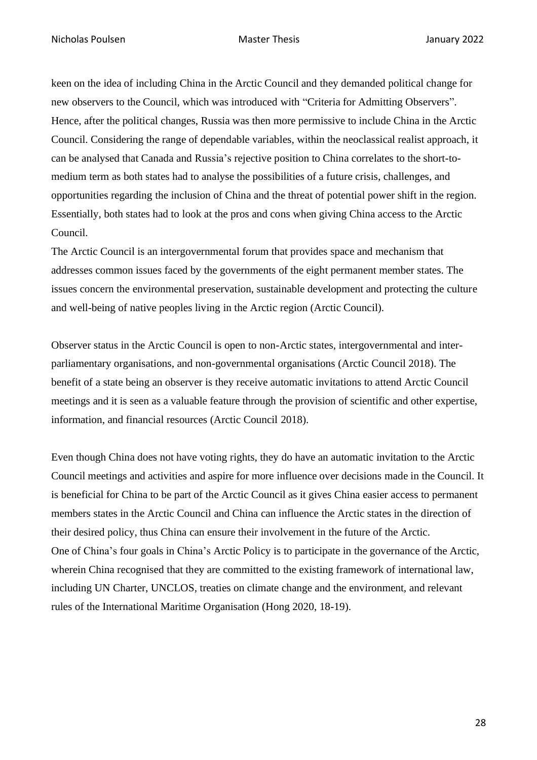keen on the idea of including China in the Arctic Council and they demanded political change for new observers to the Council, which was introduced with "Criteria for Admitting Observers". Hence, after the political changes, Russia was then more permissive to include China in the Arctic Council. Considering the range of dependable variables, within the neoclassical realist approach, it can be analysed that Canada and Russia's rejective position to China correlates to the short-to-medium term as both states had to analyse the possibilities of a future crisis, challenges, and opportunities regarding the inclusion of China and the threat of potential power shift in the region. Essentially, both states had to look at the pros and cons when giving China access to the Arctic Council.

The Arctic Council is an intergovernmental forum that provides space and mechanism that addresses common issues faced by the governments of the eight permanent member states. The issues concern the environmental preservation, sustainable development and protecting the culture and well-being of native peoples living in the Arctic region (Arctic Council).

Observer status in the Arctic Council is open to non-Arctic states, intergovernmental and inter-parliamentary organisations, and non-governmental organisations (Arctic Council 2018). The benefit of a state being an observer is they receive automatic invitations to attend Arctic Council meetings and it is seen as a valuable feature through the provision of scientific and other expertise, information, and financial resources (Arctic Council 2018).

Even though China does not have voting rights, they do have an automatic invitation to the Arctic Council meetings and activities and aspire for more influence over decisions made in the Council. It is beneficial for China to be part of the Arctic Council as it gives China easier access to permanent members states in the Arctic Council and China can influence the Arctic states in the direction of their desired policy, thus China can ensure their involvement in the future of the Arctic.

One of China's four goals in China's Arctic Policy is to participate in the governance of the Arctic, wherein China recognised that they are committed to the existing framework of international law, including UN Charter, UNCLOS, treaties on climate change and the environment, and relevant rules of the International Maritime Organisation (Hong 2020, 18-19).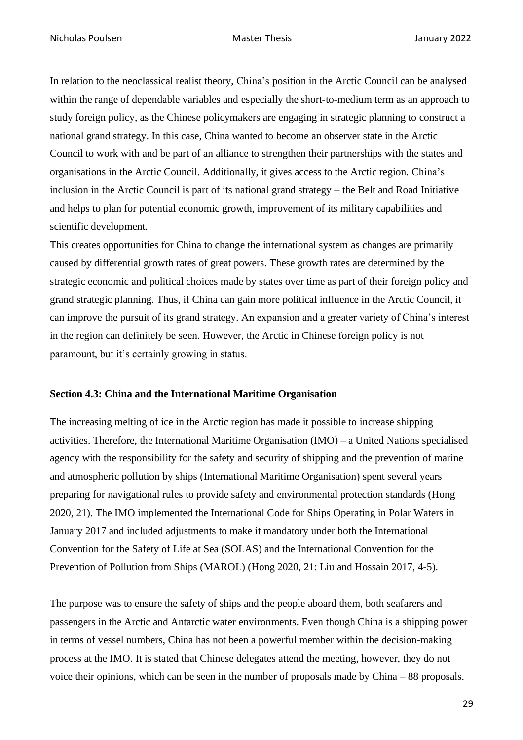In relation to the neoclassical realist theory, China's position in the Arctic Council can be analysed within the range of dependable variables and especially the short-to-medium term as an approach to study foreign policy, as the Chinese policymakers are engaging in strategic planning to construct a national grand strategy. In this case, China wanted to become an observer state in the Arctic Council to work with and be part of an alliance to strengthen their partnerships with the states and organisations in the Arctic Council. Additionally, it gives access to the Arctic region. China's inclusion in the Arctic Council is part of its national grand strategy – the Belt and Road Initiative and helps to plan for potential economic growth, improvement of its military capabilities and scientific development.

This creates opportunities for China to change the international system as changes are primarily caused by differential growth rates of great powers. These growth rates are determined by the strategic economic and political choices made by states over time as part of their foreign policy and grand strategic planning. Thus, if China can gain more political influence in the Arctic Council, it can improve the pursuit of its grand strategy. An expansion and a greater variety of China's interest in the region can definitely be seen. However, the Arctic in Chinese foreign policy is not paramount, but it's certainly growing in status.

### Section 4.3: China and the International Maritime Organisation

The increasing melting of ice in the Arctic region has made it possible to increase shipping activities. Therefore, the International Maritime Organisation (IMO) – a United Nations specialised agency with the responsibility for the safety and security of shipping and the prevention of marine and atmospheric pollution by ships (International Maritime Organisation) spent several years preparing for navigational rules to provide safety and environmental protection standards (Hong 2020, 21). The IMO implemented the International Code for Ships Operating in Polar Waters in January 2017 and included adjustments to make it mandatory under both the International Convention for the Safety of Life at Sea (SOLAS) and the International Convention for the Prevention of Pollution from Ships (MAROL) (Hong 2020, 21: Liu and Hossain 2017, 4-5).

The purpose was to ensure the safety of ships and the people aboard them, both seafarers and passengers in the Arctic and Antarctic water environments. Even though China is a shipping power in terms of vessel numbers, China has not been a powerful member within the decision-making process at the IMO. It is stated that Chinese delegates attend the meeting, however, they do not voice their opinions, which can be seen in the number of proposals made by China – 88 proposals.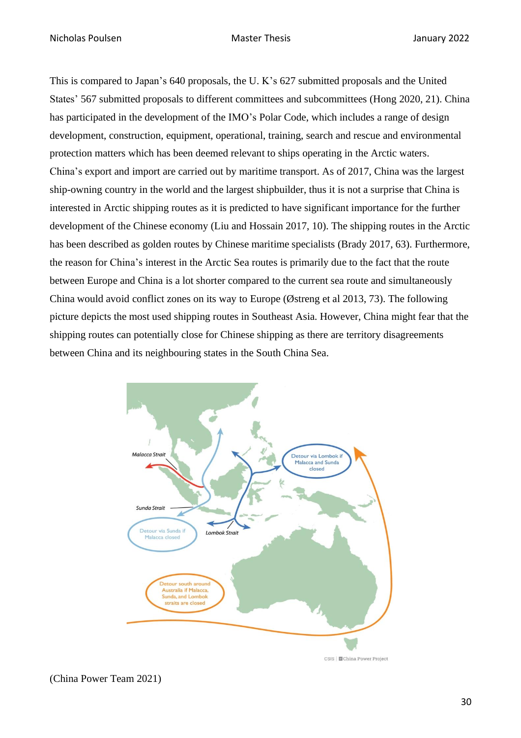This is compared to Japan's 640 proposals, the U. K's 627 submitted proposals and the United States' 567 submitted proposals to different committees and subcommittees (Hong 2020, 21). China has participated in the development of the IMO's Polar Code, which includes a range of design development, construction, equipment, operational, training, search and rescue and environmental protection matters which has been deemed relevant to ships operating in the Arctic waters. China's export and import are carried out by maritime transport. As of 2017, China was the largest ship-owning country in the world and the largest shipbuilder, thus it is not a surprise that China is interested in Arctic shipping routes as it is predicted to have significant importance for the further development of the Chinese economy (Liu and Hossain 2017, 10). The shipping routes in the Arctic has been described as golden routes by Chinese maritime specialists (Brady 2017, 63). Furthermore, the reason for China's interest in the Arctic Sea routes is primarily due to the fact that the route between Europe and China is a lot shorter compared to the current sea route and simultaneously China would avoid conflict zones on its way to Europe (Østreng et al 2013, 73). The following picture depicts the most used shipping routes in Southeast Asia. However, China might fear that the shipping routes can potentially close for Chinese shipping as there are territory disagreements between China and its neighbouring states in the South China Sea.

(China Power Team 2021)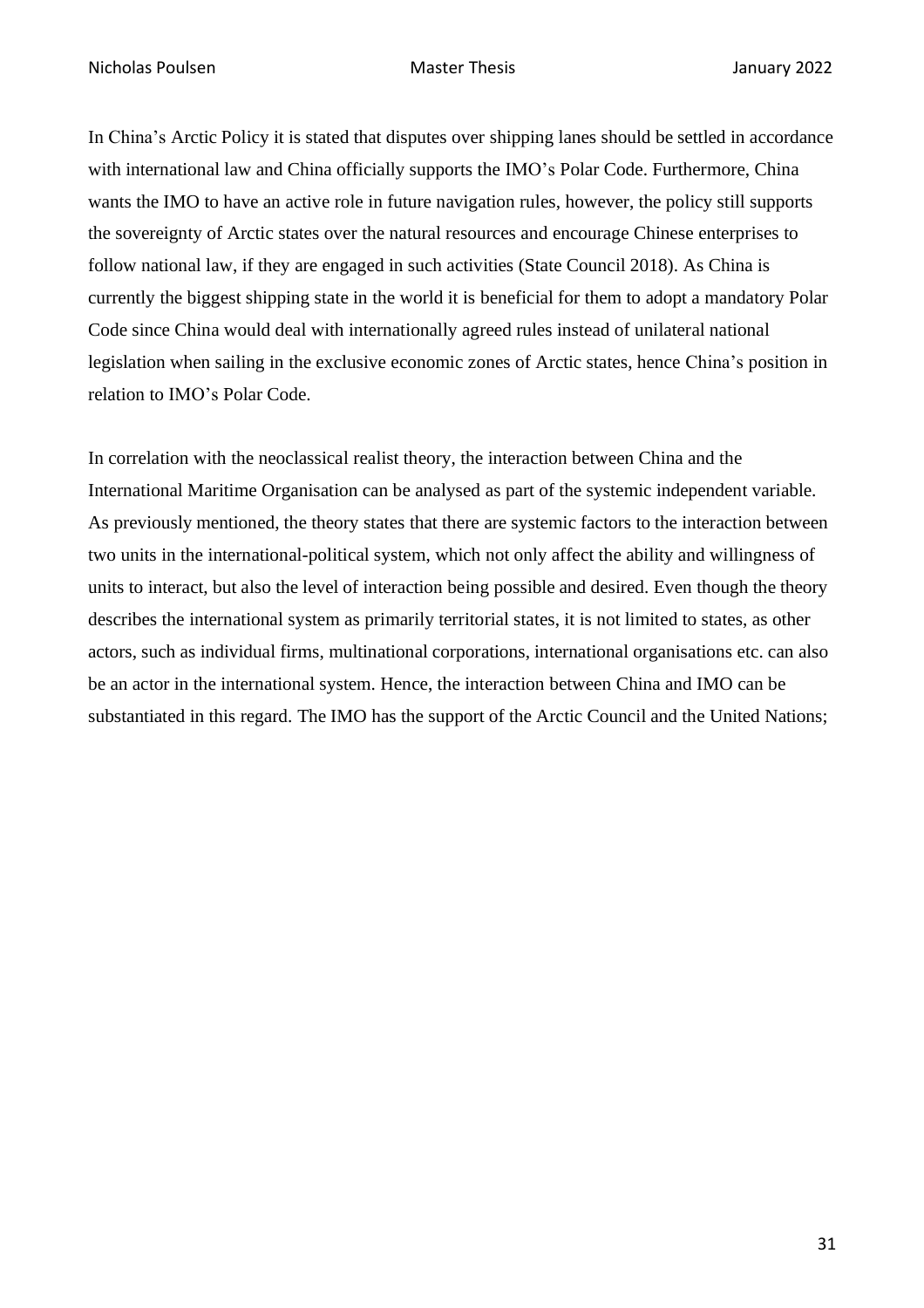In China's Arctic Policy it is stated that disputes over shipping lanes should be settled in accordance with international law and China officially supports the IMO's Polar Code. Furthermore, China wants the IMO to have an active role in future navigation rules, however, the policy still supports the sovereignty of Arctic states over the natural resources and encourage Chinese enterprises to follow national law, if they are engaged in such activities (State Council 2018). As China is currently the biggest shipping state in the world it is beneficial for them to adopt a mandatory Polar Code since China would deal with internationally agreed rules instead of unilateral national legislation when sailing in the exclusive economic zones of Arctic states, hence China's position in relation to IMO's Polar Code.

In correlation with the neoclassical realist theory, the interaction between China and the International Maritime Organisation can be analysed as part of the systemic independent variable. As previously mentioned, the theory states that there are systemic factors to the interaction between two units in the international-political system, which not only affect the ability and willingness of units to interact, but also the level of interaction being possible and desired. Even though the theory describes the international system as primarily territorial states, it is not limited to states, as other actors, such as individual firms, multinational corporations, international organisations etc. can also be an actor in the international system. Hence, the interaction between China and IMO can be substantiated in this regard. The IMO has the support of the Arctic Council and the United Nations;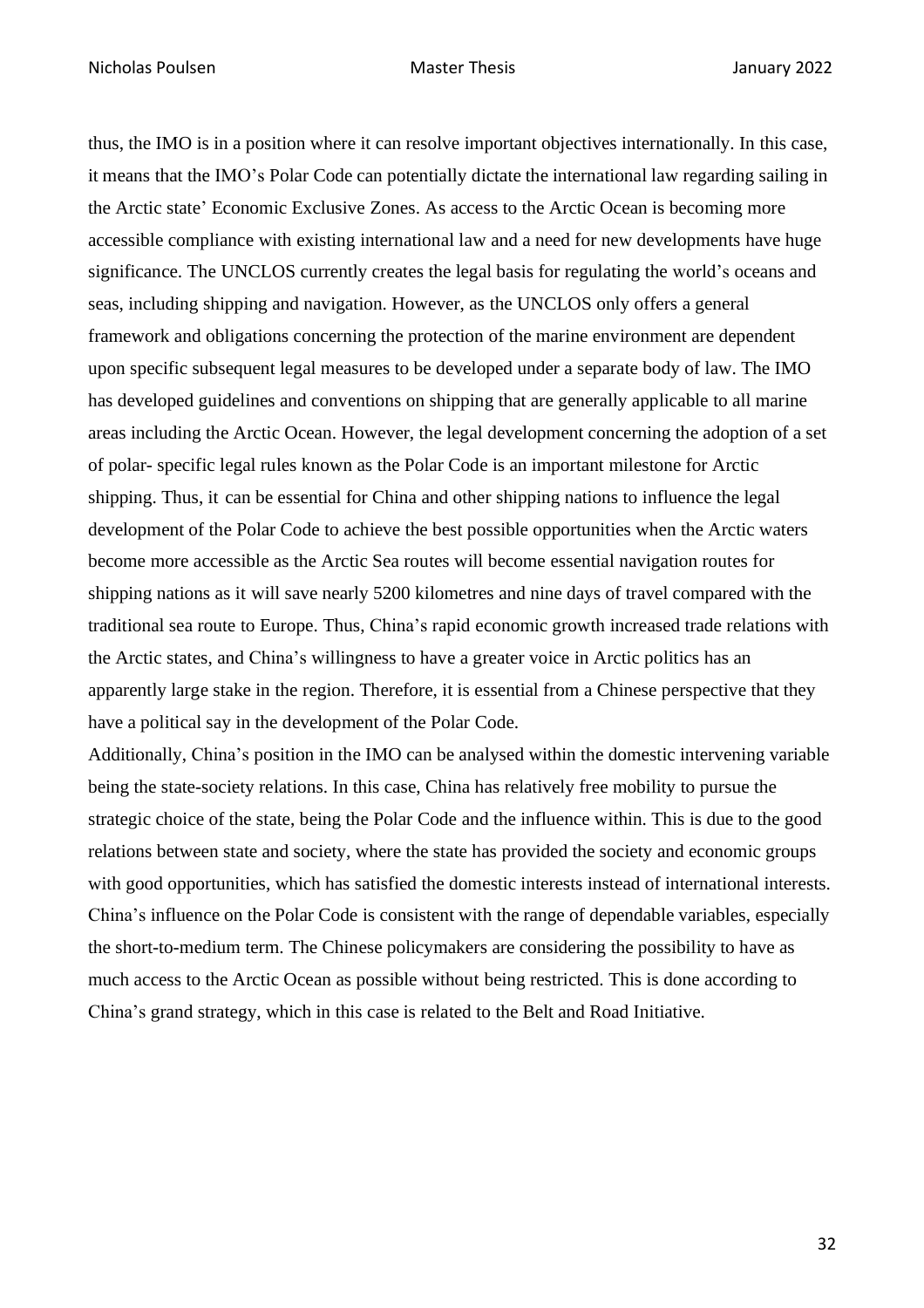thus, the IMO is in a position where it can resolve important objectives internationally. In this case, it means that the IMO's Polar Code can potentially dictate the international law regarding sailing in the Arctic state' Economic Exclusive Zones. As access to the Arctic Ocean is becoming more accessible compliance with existing international law and a need for new developments have huge significance. The UNCLOS currently creates the legal basis for regulating the world's oceans and seas, including shipping and navigation. However, as the UNCLOS only offers a general framework and obligations concerning the protection of the marine environment are dependent upon specific subsequent legal measures to be developed under a separate body of law. The IMO has developed guidelines and conventions on shipping that are generally applicable to all marine areas including the Arctic Ocean. However, the legal development concerning the adoption of a set of polar- specific legal rules known as the Polar Code is an important milestone for Arctic shipping. Thus, it can be essential for China and other shipping nations to influence the legal development of the Polar Code to achieve the best possible opportunities when the Arctic waters become more accessible as the Arctic Sea routes will become essential navigation routes for shipping nations as it will save nearly 5200 kilometres and nine days of travel compared with the traditional sea route to Europe. Thus, China's rapid economic growth increased trade relations with the Arctic states, and China's willingness to have a greater voice in Arctic politics has an apparently large stake in the region. Therefore, it is essential from a Chinese perspective that they have a political say in the development of the Polar Code.

Additionally, China's position in the IMO can be analysed within the domestic intervening variable being the state-society relations. In this case, China has relatively free mobility to pursue the strategic choice of the state, being the Polar Code and the influence within. This is due to the good relations between state and society, where the state has provided the society and economic groups with good opportunities, which has satisfied the domestic interests instead of international interests. China's influence on the Polar Code is consistent with the range of dependable variables, especially the short-to-medium term. The Chinese policymakers are considering the possibility to have as much access to the Arctic Ocean as possible without being restricted. This is done according to China's grand strategy, which in this case is related to the Belt and Road Initiative.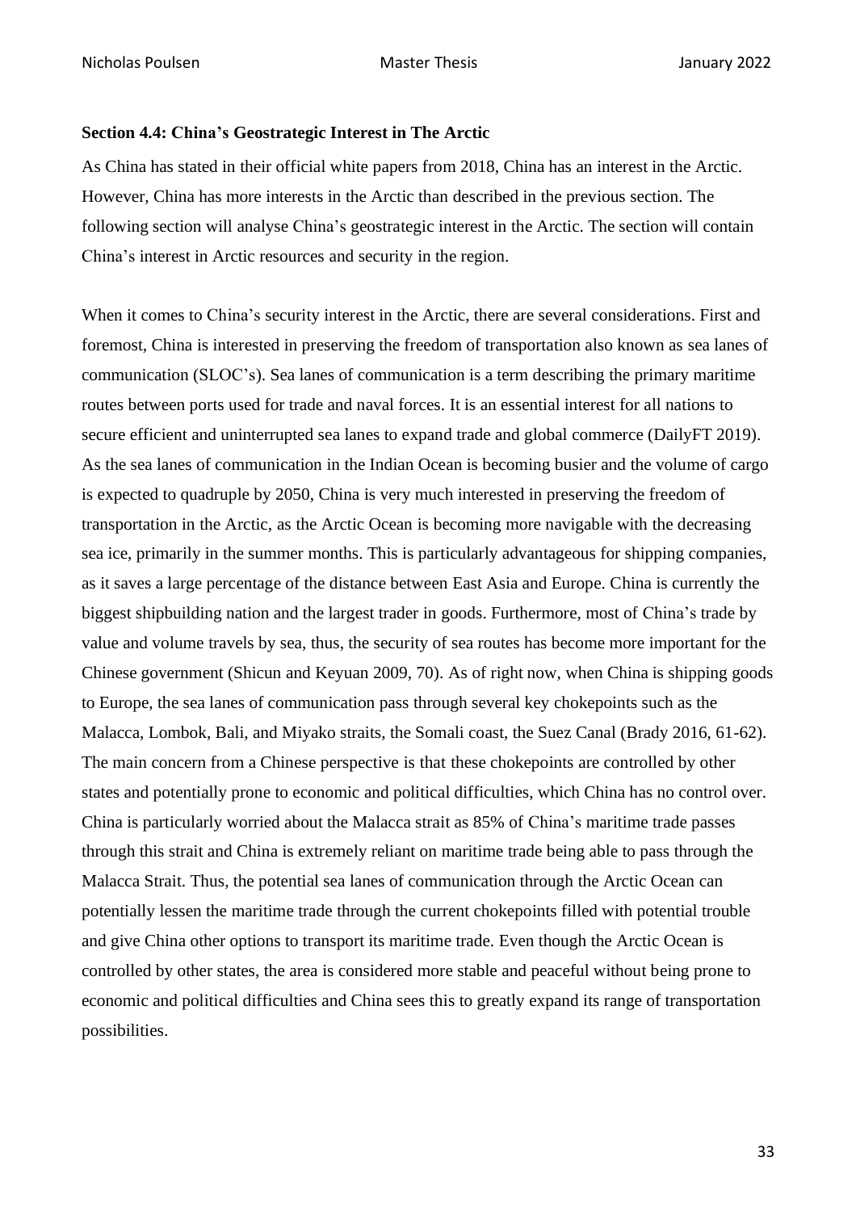**Section 4.4: China's Geostrategic Interest in The Arctic**

As China has stated in their official white papers from 2018, China has an interest in the Arctic. However, China has more interests in the Arctic than described in the previous section. The following section will analyse China's geostrategic interest in the Arctic. The section will contain China's interest in Arctic resources and security in the region.

When it comes to China's security interest in the Arctic, there are several considerations. First and foremost, China is interested in preserving the freedom of transportation also known as sea lanes of communication (SLOC's). Sea lanes of communication is a term describing the primary maritime routes between ports used for trade and naval forces. It is an essential interest for all nations to secure efficient and uninterrupted sea lanes to expand trade and global commerce (DailyFT 2019). As the sea lanes of communication in the Indian Ocean is becoming busier and the volume of cargo is expected to quadruple by 2050, China is very much interested in preserving the freedom of transportation in the Arctic, as the Arctic Ocean is becoming more navigable with the decreasing sea ice, primarily in the summer months. This is particularly advantageous for shipping companies, as it saves a large percentage of the distance between East Asia and Europe. China is currently the biggest shipbuilding nation and the largest trader in goods. Furthermore, most of China's trade by value and volume travels by sea, thus, the security of sea routes has become more important for the Chinese government (Shicun and Keyuan 2009, 70). As of right now, when China is shipping goods to Europe, the sea lanes of communication pass through several key chokepoints such as the Malacca, Lombok, Bali, and Miyako straits, the Somali coast, the Suez Canal (Brady 2016, 61-62). The main concern from a Chinese perspective is that these chokepoints are controlled by other states and potentially prone to economic and political difficulties, which China has no control over. China is particularly worried about the Malacca strait as 85% of China's maritime trade passes through this strait and China is extremely reliant on maritime trade being able to pass through the Malacca Strait. Thus, the potential sea lanes of communication through the Arctic Ocean can potentially lessen the maritime trade through the current chokepoints filled with potential trouble and give China other options to transport its maritime trade. Even though the Arctic Ocean is controlled by other states, the area is considered more stable and peaceful without being prone to economic and political difficulties and China sees this to greatly expand its range of transportation possibilities.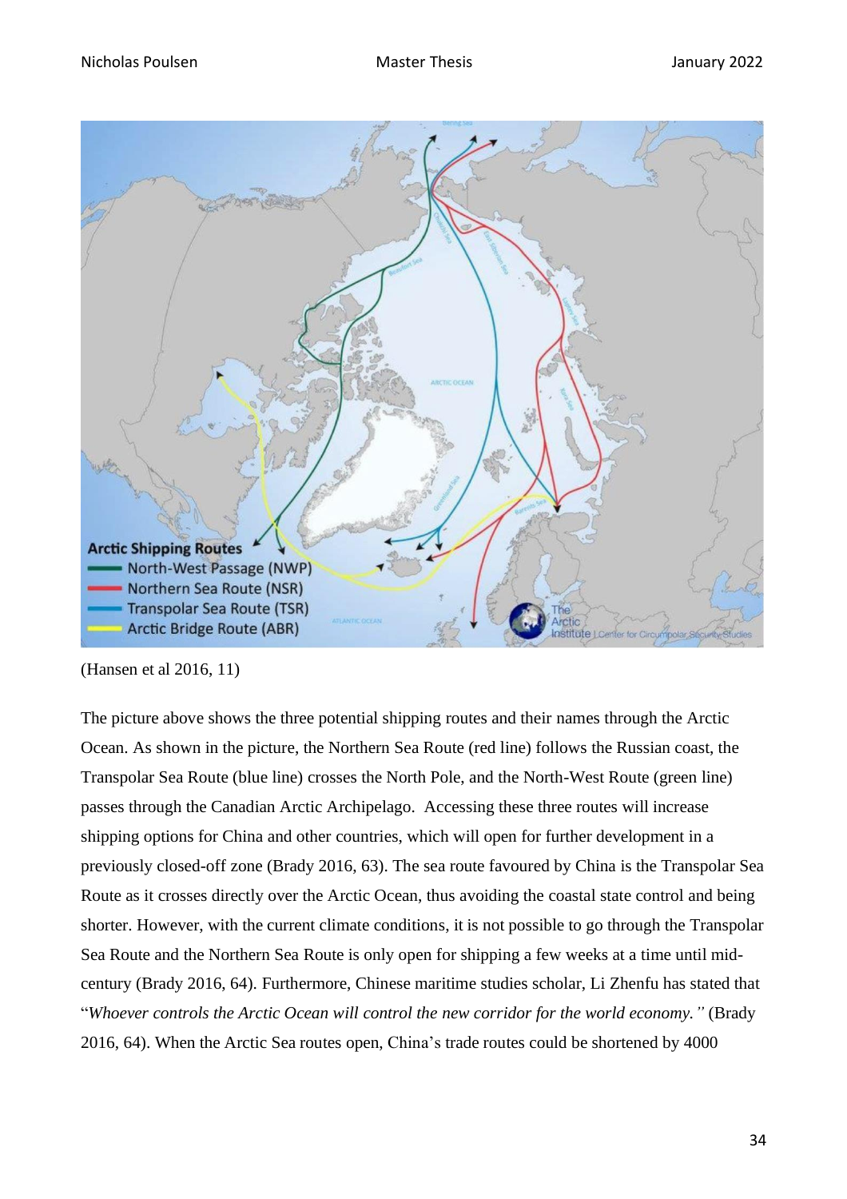(Hansen et al 2016, 11)

The picture above shows the three potential shipping routes and their names through the Arctic Ocean. As shown in the picture, the Northern Sea Route (red line) follows the Russian coast, the Transpolar Sea Route (blue line) crosses the North Pole, and the North-West Route (green line) passes through the Canadian Arctic Archipelago. Accessing these three routes will increase shipping options for China and other countries, which will open for further development in a previously closed-off zone (Brady 2016, 63). The sea route favoured by China is the Transpolar Sea Route as it crosses directly over the Arctic Ocean, thus avoiding the coastal state control and being shorter. However, with the current climate conditions, it is not possible to go through the Transpolar Sea Route and the Northern Sea Route is only open for shipping a few weeks at a time until mid-century (Brady 2016, 64). Furthermore, Chinese maritime studies scholar, Li Zhenfu has stated that "*Whoever controls the Arctic Ocean will control the new corridor for the world economy.*" (Brady 2016, 64). When the Arctic Sea routes open, China's trade routes could be shortened by 4000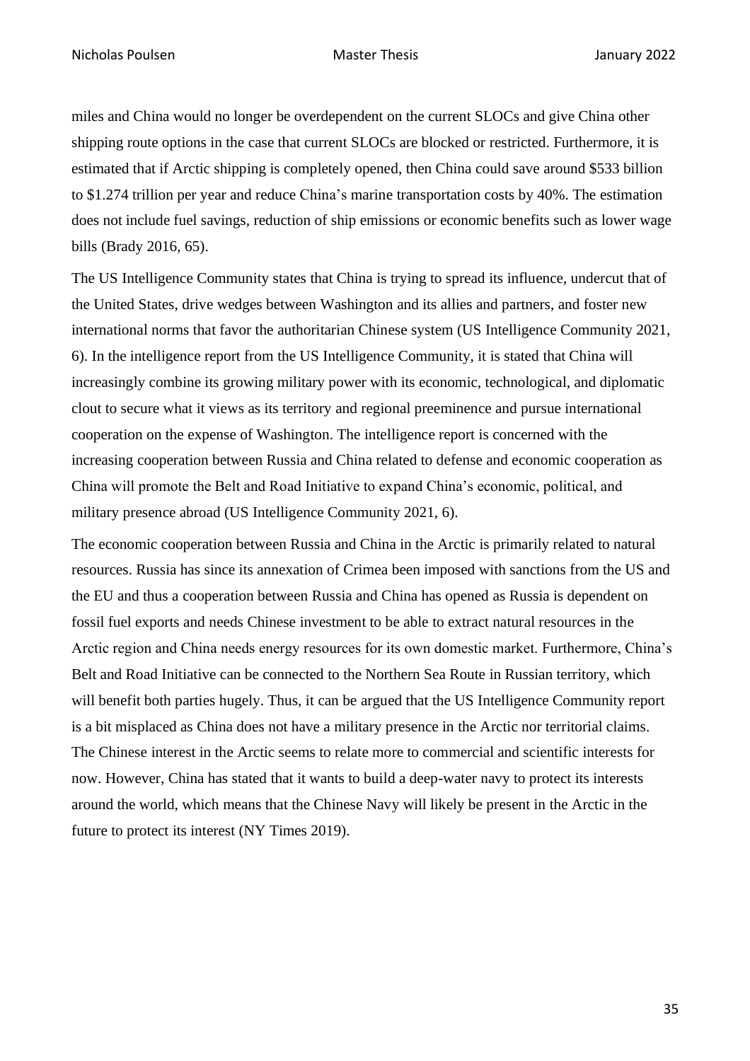miles and China would no longer be overdependent on the current SLOCs and give China other shipping route options in the case that current SLOCs are blocked or restricted. Furthermore, it is estimated that if Arctic shipping is completely opened, then China could save around $533 billion to $1.274 trillion per year and reduce China's marine transportation costs by 40%. The estimation does not include fuel savings, reduction of ship emissions or economic benefits such as lower wage bills (Brady 2016, 65).

The US Intelligence Community states that China is trying to spread its influence, undercut that of the United States, drive wedges between Washington and its allies and partners, and foster new international norms that favor the authoritarian Chinese system (US Intelligence Community 2021, 6). In the intelligence report from the US Intelligence Community, it is stated that China will increasingly combine its growing military power with its economic, technological, and diplomatic clout to secure what it views as its territory and regional preeminence and pursue international cooperation on the expense of Washington. The intelligence report is concerned with the increasing cooperation between Russia and China related to defense and economic cooperation as China will promote the Belt and Road Initiative to expand China's economic, political, and military presence abroad (US Intelligence Community 2021, 6).

The economic cooperation between Russia and China in the Arctic is primarily related to natural resources. Russia has since its annexation of Crimea been imposed with sanctions from the US and the EU and thus a cooperation between Russia and China has opened as Russia is dependent on fossil fuel exports and needs Chinese investment to be able to extract natural resources in the Arctic region and China needs energy resources for its own domestic market. Furthermore, China's Belt and Road Initiative can be connected to the Northern Sea Route in Russian territory, which will benefit both parties hugely. Thus, it can be argued that the US Intelligence Community report is a bit misplaced as China does not have a military presence in the Arctic nor territorial claims. The Chinese interest in the Arctic seems to relate more to commercial and scientific interests for now. However, China has stated that it wants to build a deep-water navy to protect its interests around the world, which means that the Chinese Navy will likely be present in the Arctic in the future to protect its interest (NY Times 2019).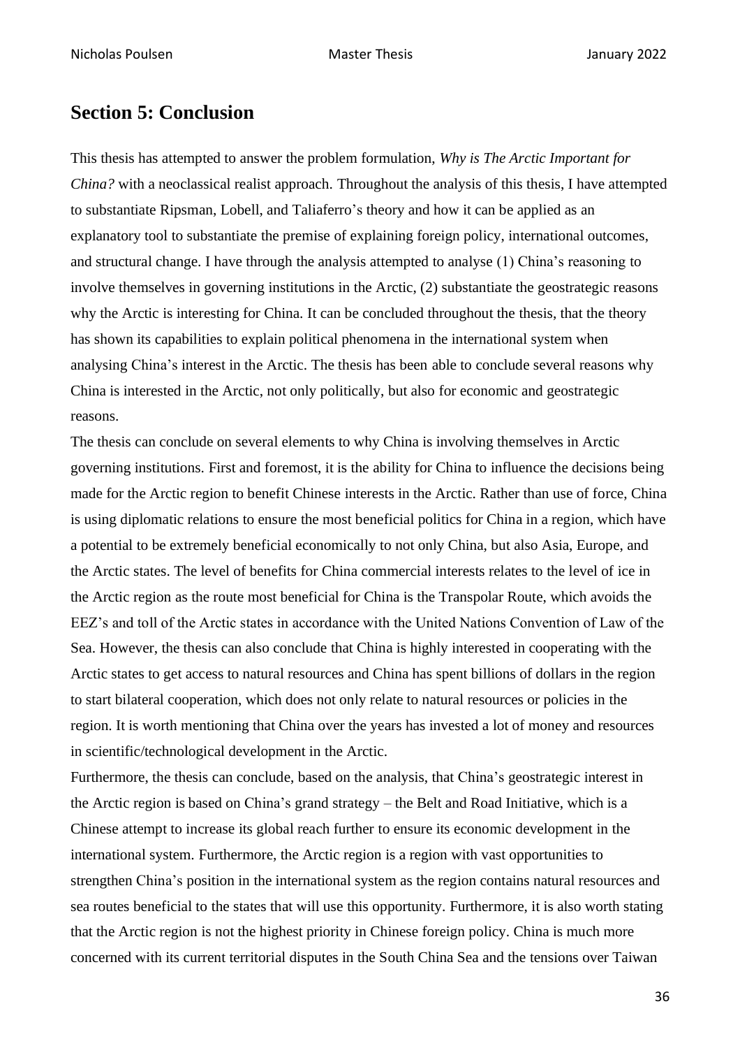## Section 5: Conclusion

This thesis has attempted to answer the problem formulation, *Why is The Arctic Important for China?* with a neoclassical realist approach. Throughout the analysis of this thesis, I have attempted to substantiate Ripsman, Lobell, and Taliaferro's theory and how it can be applied as an explanatory tool to substantiate the premise of explaining foreign policy, international outcomes, and structural change. I have through the analysis attempted to analyse (1) China's reasoning to involve themselves in governing institutions in the Arctic, (2) substantiate the geostrategic reasons why the Arctic is interesting for China. It can be concluded throughout the thesis, that the theory has shown its capabilities to explain political phenomena in the international system when analysing China's interest in the Arctic. The thesis has been able to conclude several reasons why China is interested in the Arctic, not only politically, but also for economic and geostrategic reasons.

The thesis can conclude on several elements to why China is involving themselves in Arctic governing institutions. First and foremost, it is the ability for China to influence the decisions being made for the Arctic region to benefit Chinese interests in the Arctic. Rather than use of force, China is using diplomatic relations to ensure the most beneficial politics for China in a region, which have a potential to be extremely beneficial economically to not only China, but also Asia, Europe, and the Arctic states. The level of benefits for China commercial interests relates to the level of ice in the Arctic region as the route most beneficial for China is the Transpolar Route, which avoids the EEZ's and toll of the Arctic states in accordance with the United Nations Convention of Law of the Sea. However, the thesis can also conclude that China is highly interested in cooperating with the Arctic states to get access to natural resources and China has spent billions of dollars in the region to start bilateral cooperation, which does not only relate to natural resources or policies in the region. It is worth mentioning that China over the years has invested a lot of money and resources in scientific/technological development in the Arctic.

Furthermore, the thesis can conclude, based on the analysis, that China's geostrategic interest in the Arctic region is based on China's grand strategy – the Belt and Road Initiative, which is a Chinese attempt to increase its global reach further to ensure its economic development in the international system. Furthermore, the Arctic region is a region with vast opportunities to strengthen China's position in the international system as the region contains natural resources and sea routes beneficial to the states that will use this opportunity. Furthermore, it is also worth stating that the Arctic region is not the highest priority in Chinese foreign policy. China is much more concerned with its current territorial disputes in the South China Sea and the tensions over Taiwan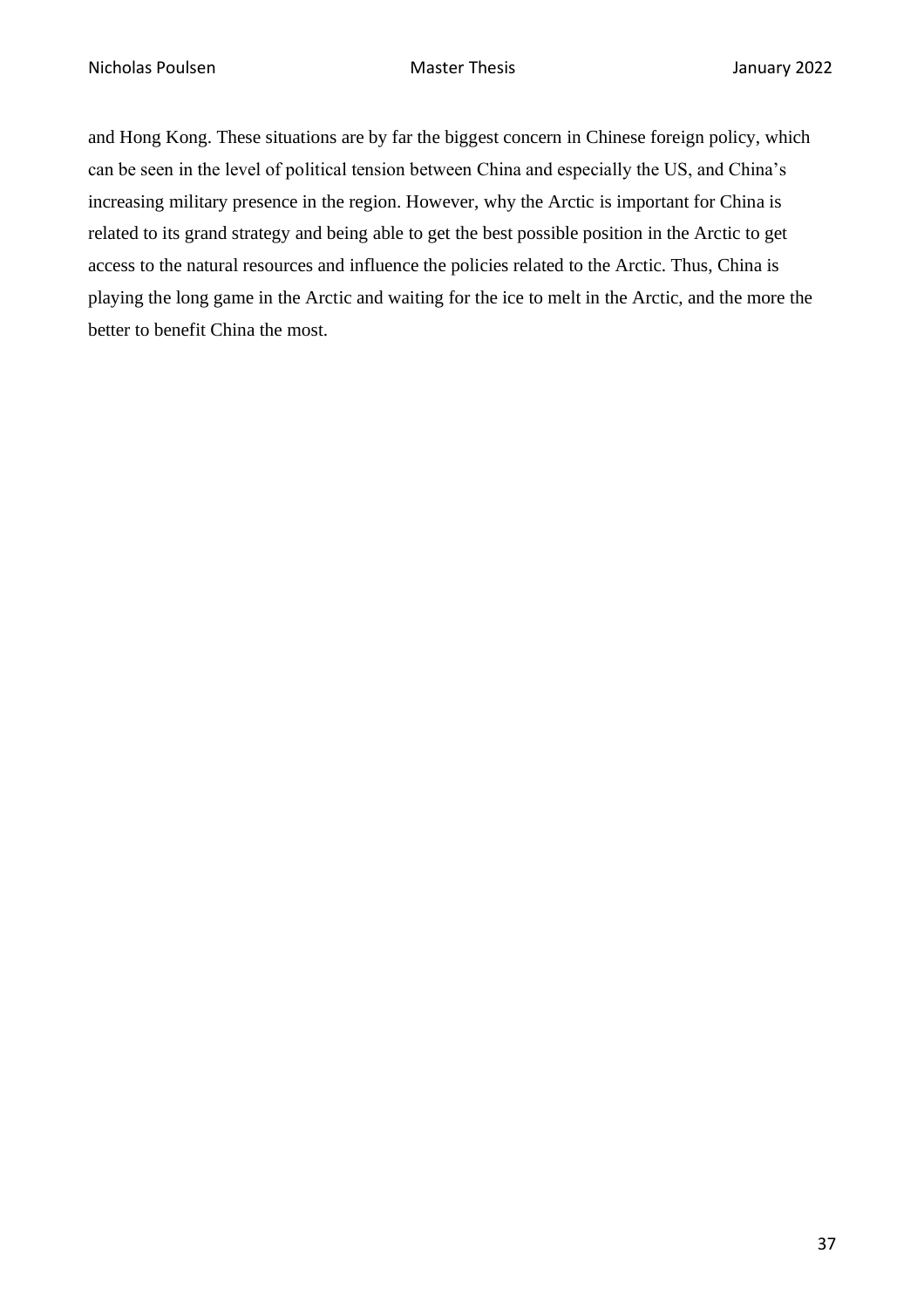and Hong Kong. These situations are by far the biggest concern in Chinese foreign policy, which can be seen in the level of political tension between China and especially the US, and China's increasing military presence in the region. However, why the Arctic is important for China is related to its grand strategy and being able to get the best possible position in the Arctic to get access to the natural resources and influence the policies related to the Arctic. Thus, China is playing the long game in the Arctic and waiting for the ice to melt in the Arctic, and the more the better to benefit China the most.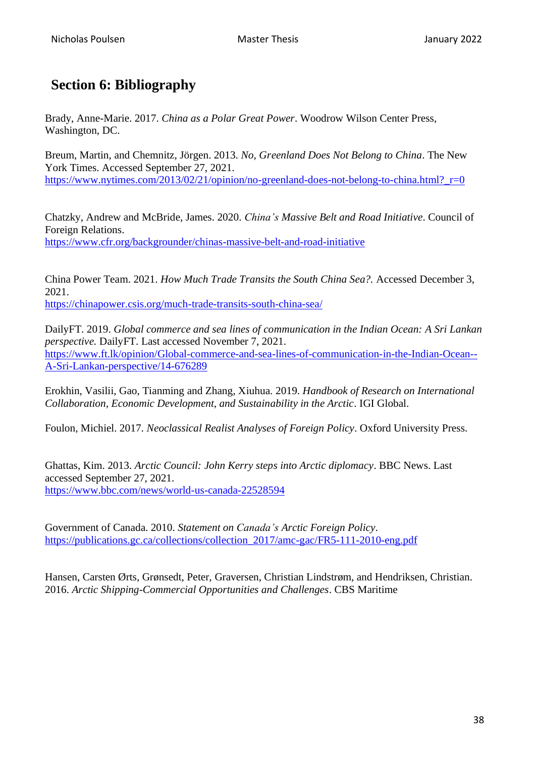## Section 6: Bibliography

Brady, Anne-Marie. 2017. *China as a Polar Great Power*. Woodrow Wilson Center Press, Washington, DC.

Breum, Martin, and Chemnitz, Jörgen. 2013. *No, Greenland Does Not Belong to China*. The New York Times. Accessed September 27, 2021. https://www.nytimes.com/2013/02/21/opinion/no-greenland-does-not-belong-to-china.html?_r=0

Chatzky, Andrew and McBride, James. 2020. *China's Massive Belt and Road Initiative*. Council of Foreign Relations. https://www.cfr.org/backgrounder/chinas-massive-belt-and-road-initiative

China Power Team. 2021. *How Much Trade Transits the South China Sea?.* Accessed December 3, 2021. https://chinapower.csis.org/much-trade-transits-south-china-sea/

DailyFT. 2019. *Global commerce and sea lines of communication in the Indian Ocean: A Sri Lankan perspective.* DailyFT. Last accessed November 7, 2021. https://www.ft.lk/opinion/Global-commerce-and-sea-lines-of-communication-in-the-Indian-Ocean--A-Sri-Lankan-perspective/14-676289

Erokhin, Vasilii, Gao, Tianming and Zhang, Xiuhua. 2019. *Handbook of Research on International Collaboration, Economic Development, and Sustainability in the Arctic*. IGI Global.

Foulon, Michiel. 2017. *Neoclassical Realist Analyses of Foreign Policy*. Oxford University Press.

Ghattas, Kim. 2013. *Arctic Council: John Kerry steps into Arctic diplomacy*. BBC News. Last accessed September 27, 2021. https://www.bbc.com/news/world-us-canada-22528594

Government of Canada. 2010. *Statement on Canada's Arctic Foreign Policy*. https://publications.gc.ca/collections/collection_2017/amc-gac/FR5-111-2010-eng.pdf

Hansen, Carsten Ørts, Grønsedt, Peter, Graversen, Christian Lindstrøm, and Hendriksen, Christian. 2016. *Arctic Shipping-Commercial Opportunities and Challenges*. CBS Maritime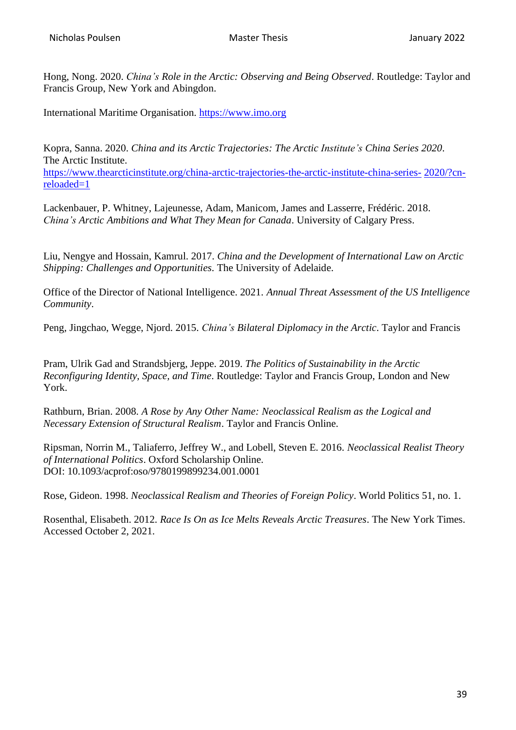Hong, Nong. 2020. *China's Role in the Arctic: Observing and Being Observed*. Routledge: Taylor and Francis Group, New York and Abingdon.

International Maritime Organisation. https://www.imo.org

Kopra, Sanna. 2020. *China and its Arctic Trajectories: The Arctic Institute's China Series 2020*. The Arctic Institute. https://www.thearcticinstitute.org/china-arctic-trajectories-the-arctic-institute-china-series- 2020/?cn-reloaded=1

Lackenbauer, P. Whitney, Lajeunesse, Adam, Manicom, James and Lasserre, Frédéric. 2018. *China's Arctic Ambitions and What They Mean for Canada*. University of Calgary Press.

Liu, Nengye and Hossain, Kamrul. 2017. *China and the Development of International Law on Arctic Shipping: Challenges and Opportunities*. The University of Adelaide.

Office of the Director of National Intelligence. 2021. *Annual Threat Assessment of the US Intelligence Community*.

Peng, Jingchao, Wegge, Njord. 2015. *China's Bilateral Diplomacy in the Arctic*. Taylor and Francis

Pram, Ulrik Gad and Strandsbjerg, Jeppe. 2019. *The Politics of Sustainability in the Arctic Reconfiguring Identity, Space, and Time*. Routledge: Taylor and Francis Group, London and New York.

Rathburn, Brian. 2008. *A Rose by Any Other Name: Neoclassical Realism as the Logical and Necessary Extension of Structural Realism*. Taylor and Francis Online.

Ripsman, Norrin M., Taliaferro, Jeffrey W., and Lobell, Steven E. 2016. *Neoclassical Realist Theory of International Politics*. Oxford Scholarship Online. DOI: 10.1093/acprof:oso/9780199899234.001.0001

Rose, Gideon. 1998. *Neoclassical Realism and Theories of Foreign Policy*. World Politics 51, no. 1.

Rosenthal, Elisabeth. 2012. *Race Is On as Ice Melts Reveals Arctic Treasures*. The New York Times. Accessed October 2, 2021.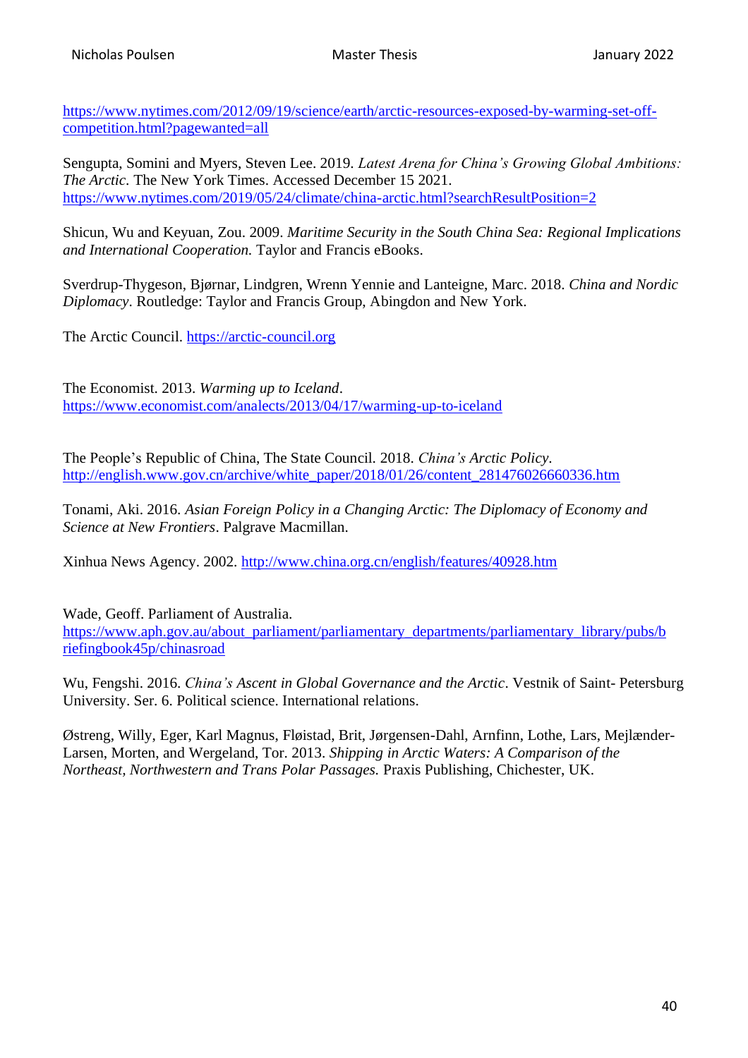https://www.nytimes.com/2012/09/19/science/earth/arctic-resources-exposed-by-warming-set-off-competition.html?pagewanted=all

Sengupta, Somini and Myers, Steven Lee. 2019. *Latest Arena for China's Growing Global Ambitions: The Arctic*. The New York Times. Accessed December 15 2021. https://www.nytimes.com/2019/05/24/climate/china-arctic.html?searchResultPosition=2

Shicun, Wu and Keyuan, Zou. 2009. *Maritime Security in the South China Sea: Regional Implications and International Cooperation.* Taylor and Francis eBooks.

Sverdrup-Thygeson, Bjørnar, Lindgren, Wrenn Yennie and Lanteigne, Marc. 2018. *China and Nordic Diplomacy*. Routledge: Taylor and Francis Group, Abingdon and New York.

The Arctic Council. https://arctic-council.org

The Economist. 2013. *Warming up to Iceland*. https://www.economist.com/analects/2013/04/17/warming-up-to-iceland

The People's Republic of China, The State Council. 2018. *China's Arctic Policy*. http://english.www.gov.cn/archive/white_paper/2018/01/26/content_281476026660336.htm

Tonami, Aki. 2016. *Asian Foreign Policy in a Changing Arctic: The Diplomacy of Economy and Science at New Frontiers*. Palgrave Macmillan.

Xinhua News Agency. 2002. http://www.china.org.cn/english/features/40928.htm

Wade, Geoff. Parliament of Australia. https://www.aph.gov.au/about_parliament/parliamentary_departments/parliamentary_library/pubs/briefingbook45p/chinasroad

Wu, Fengshi. 2016. *China's Ascent in Global Governance and the Arctic*. Vestnik of Saint- Petersburg University. Ser. 6. Political science. International relations.

Østreng, Willy, Eger, Karl Magnus, Fløistad, Brit, Jørgensen-Dahl, Arnfinn, Lothe, Lars, Mejlænder-Larsen, Morten, and Wergeland, Tor. 2013. *Shipping in Arctic Waters: A Comparison of the Northeast, Northwestern and Trans Polar Passages.* Praxis Publishing, Chichester, UK.